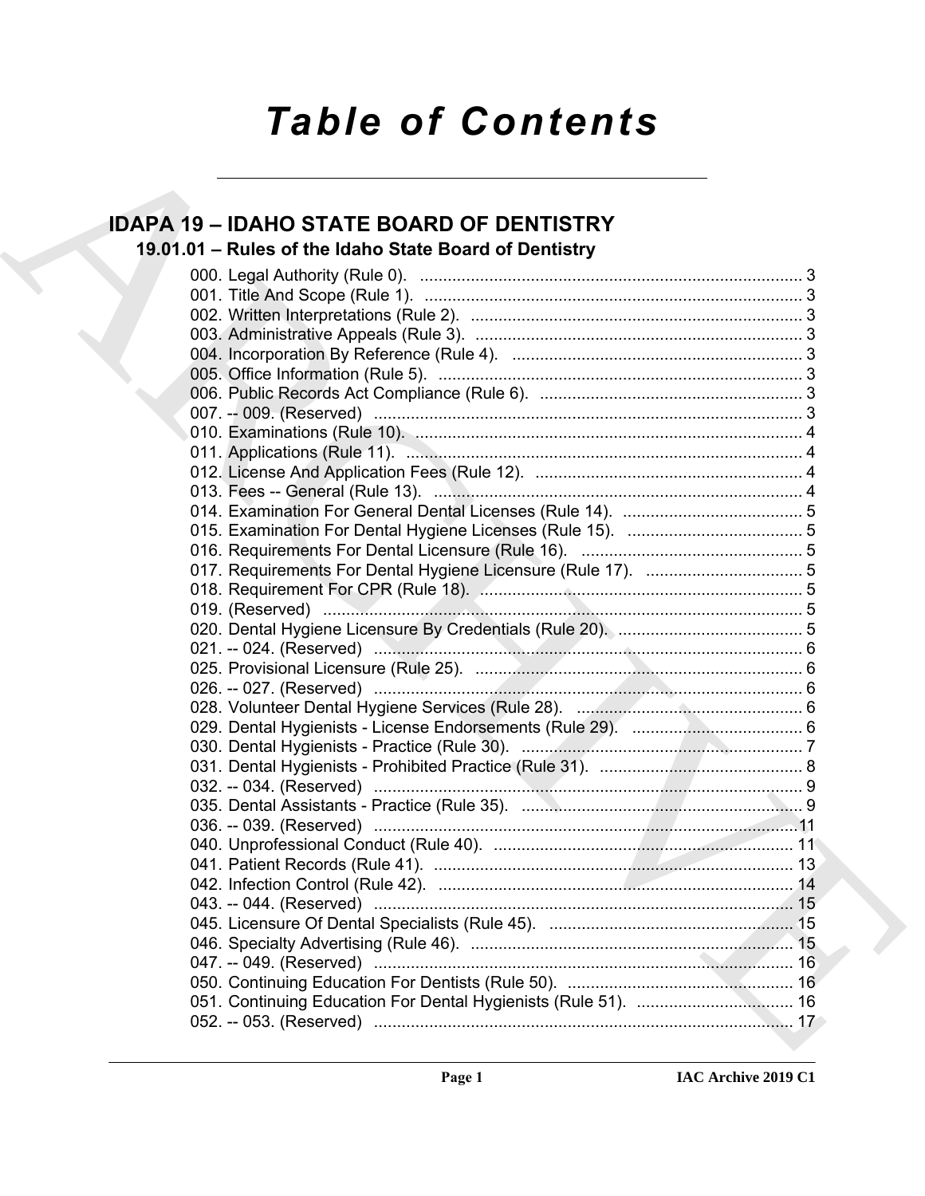# Table of Contents

## IDAPA 19 – IDAHO STATE BOARD OF DENTISTRY

### 19.01.01 – Rules of the Idaho State Board of Dentistry

000. Legal Authority (Rule 0). ........ 3
001. Title And Scope (Rule 1). ........ 3
002. Written Interpretations (Rule 2). ........ 3
003. Administrative Appeals (Rule 3). ........ 3
004. Incorporation By Reference (Rule 4). ........ 3
005. Office Information (Rule 5). ........ 3
006. Public Records Act Compliance (Rule 6). ........ 3
007. -- 009. (Reserved) ........ 3
010. Examinations (Rule 10). ........ 4
011. Applications (Rule 11). ........ 4
012. License And Application Fees (Rule 12). ........ 4
013. Fees -- General (Rule 13). ........ 4
014. Examination For General Dental Licenses (Rule 14). ........ 5
015. Examination For Dental Hygiene Licenses (Rule 15). ........ 5
016. Requirements For Dental Licensure (Rule 16). ........ 5
017. Requirements For Dental Hygiene Licensure (Rule 17). ........ 5
018. Requirement For CPR (Rule 18). ........ 5
019. (Reserved) ........ 5
020. Dental Hygiene Licensure By Credentials (Rule 20). ........ 5
021. -- 024. (Reserved) ........ 6
025. Provisional Licensure (Rule 25). ........ 6
026. -- 027. (Reserved) ........ 6
028. Volunteer Dental Hygiene Services (Rule 28). ........ 6
029. Dental Hygienists - License Endorsements (Rule 29). ........ 6
030. Dental Hygienists - Practice (Rule 30). ........ 7
031. Dental Hygienists - Prohibited Practice (Rule 31). ........ 8
032. -- 034. (Reserved) ........ 9
035. Dental Assistants - Practice (Rule 35). ........ 9
036. -- 039. (Reserved) ........ 11
040. Unprofessional Conduct (Rule 40). ........ 11
041. Patient Records (Rule 41). ........ 13
042. Infection Control (Rule 42). ........ 14
043. -- 044. (Reserved) ........ 15
045. Licensure Of Dental Specialists (Rule 45). ........ 15
046. Specialty Advertising (Rule 46). ........ 15
047. -- 049. (Reserved) ........ 16
050. Continuing Education For Dentists (Rule 50). ........ 16
051. Continuing Education For Dental Hygienists (Rule 51). ........ 16
052. -- 053. (Reserved) ........ 17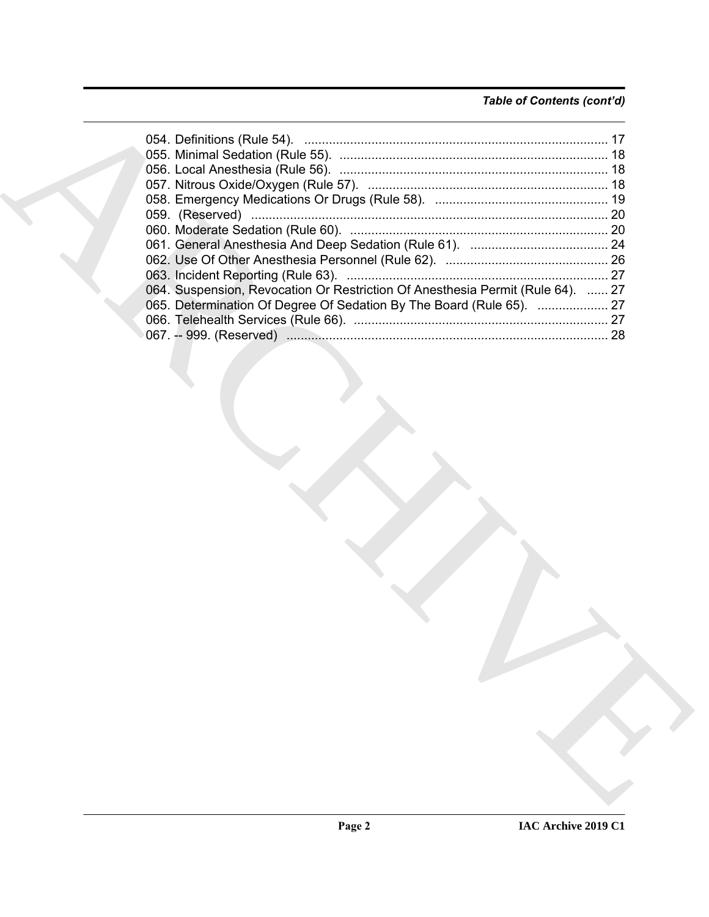*Table of Contents (cont'd)*

054. Definitions (Rule 54). ...................................................................................... 17
055. Minimal Sedation (Rule 55). ............................................................................ 18
056. Local Anesthesia (Rule 56). ............................................................................ 18
057. Nitrous Oxide/Oxygen (Rule 57). .................................................................... 18
058. Emergency Medications Or Drugs (Rule 58). ................................................. 19
059. (Reserved) ..................................................................................................... 20
060. Moderate Sedation (Rule 60). ......................................................................... 20
061. General Anesthesia And Deep Sedation (Rule 61). ....................................... 24
062. Use Of Other Anesthesia Personnel (Rule 62). .............................................. 26
063. Incident Reporting (Rule 63). .......................................................................... 27
064. Suspension, Revocation Or Restriction Of Anesthesia Permit (Rule 64). ...... 27
065. Determination Of Degree Of Sedation By The Board (Rule 65). .................... 27
066. Telehealth Services (Rule 66). ........................................................................ 27
067. -- 999. (Reserved) ........................................................................................... 28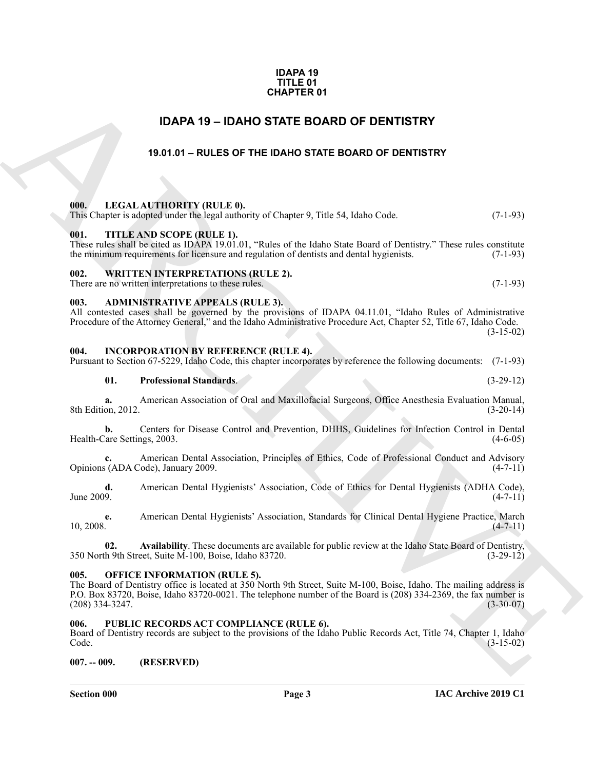**IDAPA 19**
**TITLE 01**
**CHAPTER 01**

# IDAPA 19 – IDAHO STATE BOARD OF DENTISTRY

## 19.01.01 – RULES OF THE IDAHO STATE BOARD OF DENTISTRY

### 000. LEGAL AUTHORITY (RULE 0).

This Chapter is adopted under the legal authority of Chapter 9, Title 54, Idaho Code. (7-1-93)

### 001. TITLE AND SCOPE (RULE 1).

These rules shall be cited as IDAPA 19.01.01, "Rules of the Idaho State Board of Dentistry." These rules constitute the minimum requirements for licensure and regulation of dentists and dental hygienists. (7-1-93)

### 002. WRITTEN INTERPRETATIONS (RULE 2).

There are no written interpretations to these rules. (7-1-93)

### 003. ADMINISTRATIVE APPEALS (RULE 3).

All contested cases shall be governed by the provisions of IDAPA 04.11.01, "Idaho Rules of Administrative Procedure of the Attorney General," and the Idaho Administrative Procedure Act, Chapter 52, Title 67, Idaho Code. (3-15-02)

### 004. INCORPORATION BY REFERENCE (RULE 4).

Pursuant to Section 67-5229, Idaho Code, this chapter incorporates by reference the following documents: (7-1-93)

**01. Professional Standards**. (3-29-12)

**a.** American Association of Oral and Maxillofacial Surgeons, Office Anesthesia Evaluation Manual, 8th Edition, 2012. (3-20-14)

**b.** Centers for Disease Control and Prevention, DHHS, Guidelines for Infection Control in Dental Health-Care Settings, 2003. (4-6-05)

**c.** American Dental Association, Principles of Ethics, Code of Professional Conduct and Advisory Opinions (ADA Code), January 2009. (4-7-11)

**d.** American Dental Hygienists' Association, Code of Ethics for Dental Hygienists (ADHA Code), June 2009. (4-7-11)

**e.** American Dental Hygienists' Association, Standards for Clinical Dental Hygiene Practice, March 10, 2008. (4-7-11)

**02. Availability**. These documents are available for public review at the Idaho State Board of Dentistry, 350 North 9th Street, Suite M-100, Boise, Idaho 83720. (3-29-12)

### 005. OFFICE INFORMATION (RULE 5).

The Board of Dentistry office is located at 350 North 9th Street, Suite M-100, Boise, Idaho. The mailing address is P.O. Box 83720, Boise, Idaho 83720-0021. The telephone number of the Board is (208) 334-2369, the fax number is (208) 334-3247. (3-30-07)

### 006. PUBLIC RECORDS ACT COMPLIANCE (RULE 6).

Board of Dentistry records are subject to the provisions of the Idaho Public Records Act, Title 74, Chapter 1, Idaho Code. (3-15-02)

### 007. -- 009. (RESERVED)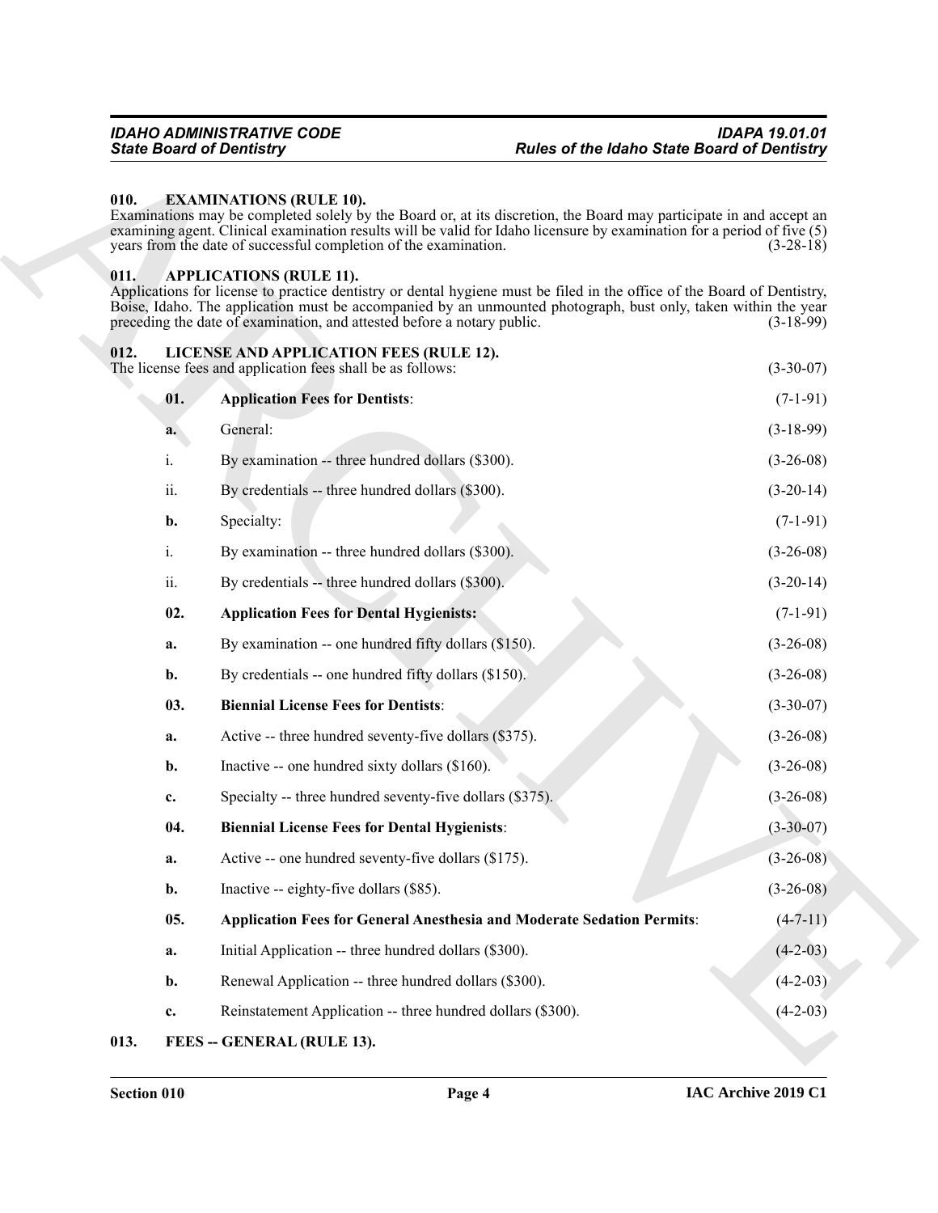## 010. EXAMINATIONS (RULE 10).

Examinations may be completed solely by the Board or, at its discretion, the Board may participate in and accept an examining agent. Clinical examination results will be valid for Idaho licensure by examination for a period of five (5) years from the date of successful completion of the examination. (3-28-18)

## 011. APPLICATIONS (RULE 11).

Applications for license to practice dentistry or dental hygiene must be filed in the office of the Board of Dentistry, Boise, Idaho. The application must be accompanied by an unmounted photograph, bust only, taken within the year preceding the date of examination, and attested before a notary public. (3-18-99)

## 012. LICENSE AND APPLICATION FEES (RULE 12).

The license fees and application fees shall be as follows: (3-30-07)

**01. Application Fees for Dentists**: (7-1-91)

a. General: (3-18-99)

i. By examination -- three hundred dollars ($300). (3-26-08)

ii. By credentials -- three hundred dollars ($300). (3-20-14)

b. Specialty: (7-1-91)

i. By examination -- three hundred dollars ($300). (3-26-08)

ii. By credentials -- three hundred dollars ($300). (3-20-14)

**02. Application Fees for Dental Hygienists:** (7-1-91)

a. By examination -- one hundred fifty dollars ($150). (3-26-08)

b. By credentials -- one hundred fifty dollars ($150). (3-26-08)

**03. Biennial License Fees for Dentists**: (3-30-07)

a. Active -- three hundred seventy-five dollars ($375). (3-26-08)

b. Inactive -- one hundred sixty dollars ($160). (3-26-08)

c. Specialty -- three hundred seventy-five dollars ($375). (3-26-08)

**04. Biennial License Fees for Dental Hygienists**: (3-30-07)

a. Active -- one hundred seventy-five dollars ($175). (3-26-08)

b. Inactive -- eighty-five dollars ($85). (3-26-08)

**05. Application Fees for General Anesthesia and Moderate Sedation Permits**: (4-7-11)

a. Initial Application -- three hundred dollars ($300). (4-2-03)

b. Renewal Application -- three hundred dollars ($300). (4-2-03)

c. Reinstatement Application -- three hundred dollars ($300). (4-2-03)

## 013. FEES -- GENERAL (RULE 13).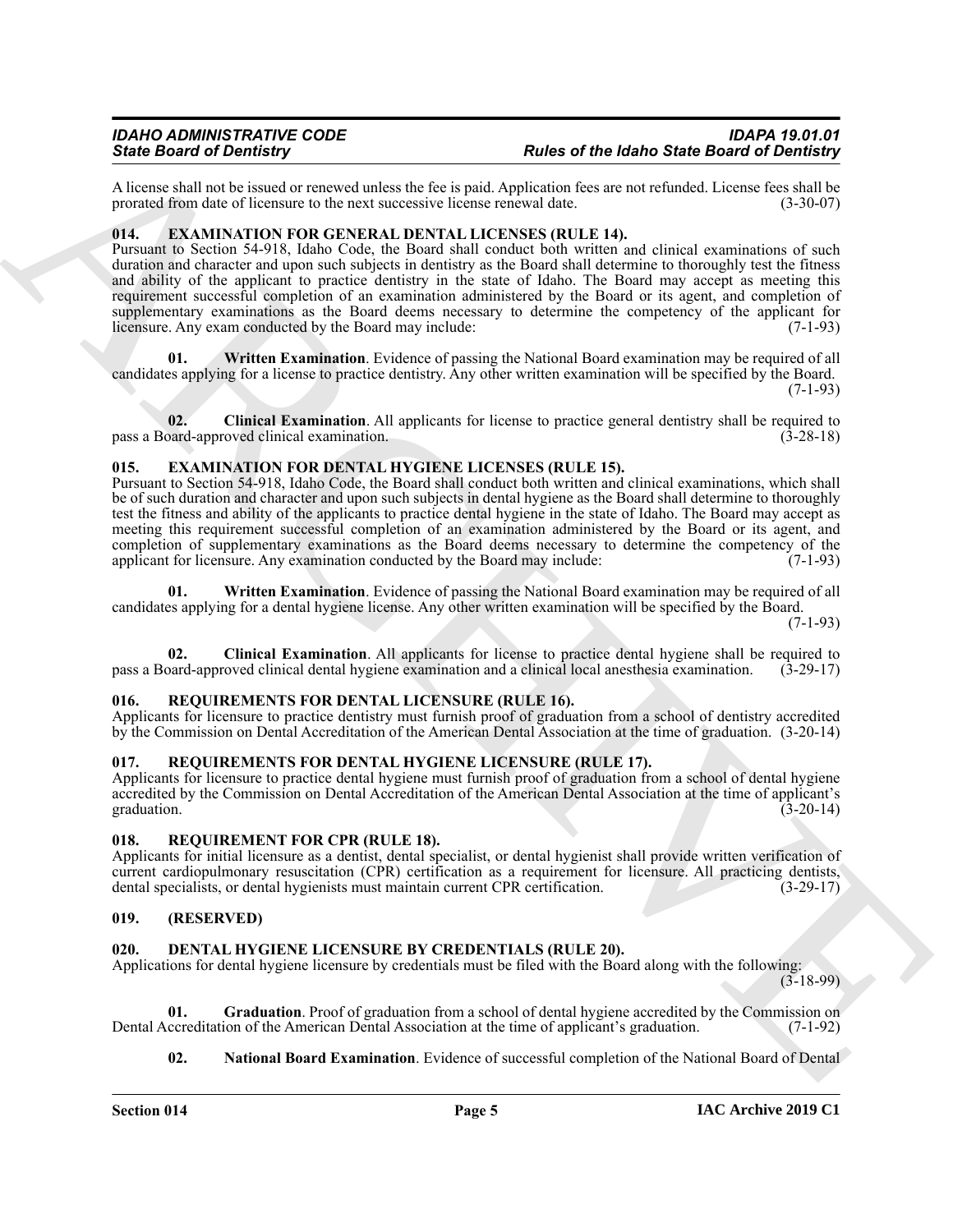A license shall not be issued or renewed unless the fee is paid. Application fees are not refunded. License fees shall be prorated from date of licensure to the next successive license renewal date. (3-30-07)

## 014. EXAMINATION FOR GENERAL DENTAL LICENSES (RULE 14).

Pursuant to Section 54-918, Idaho Code, the Board shall conduct both written and clinical examinations of such duration and character and upon such subjects in dentistry as the Board shall determine to thoroughly test the fitness and ability of the applicant to practice dentistry in the state of Idaho. The Board may accept as meeting this requirement successful completion of an examination administered by the Board or its agent, and completion of supplementary examinations as the Board deems necessary to determine the competency of the applicant for licensure. Any exam conducted by the Board may include: (7-1-93)

**01. Written Examination**. Evidence of passing the National Board examination may be required of all candidates applying for a license to practice dentistry. Any other written examination will be specified by the Board. (7-1-93)

**02. Clinical Examination**. All applicants for license to practice general dentistry shall be required to pass a Board-approved clinical examination. (3-28-18)

## 015. EXAMINATION FOR DENTAL HYGIENE LICENSES (RULE 15).

Pursuant to Section 54-918, Idaho Code, the Board shall conduct both written and clinical examinations, which shall be of such duration and character and upon such subjects in dental hygiene as the Board shall determine to thoroughly test the fitness and ability of the applicants to practice dental hygiene in the state of Idaho. The Board may accept as meeting this requirement successful completion of an examination administered by the Board or its agent, and completion of supplementary examinations as the Board deems necessary to determine the competency of the applicant for licensure. Any examination conducted by the Board may include: (7-1-93)

**01. Written Examination**. Evidence of passing the National Board examination may be required of all candidates applying for a dental hygiene license. Any other written examination will be specified by the Board. (7-1-93)

**02. Clinical Examination**. All applicants for license to practice dental hygiene shall be required to pass a Board-approved clinical dental hygiene examination and a clinical local anesthesia examination. (3-29-17)

## 016. REQUIREMENTS FOR DENTAL LICENSURE (RULE 16).

Applicants for licensure to practice dentistry must furnish proof of graduation from a school of dentistry accredited by the Commission on Dental Accreditation of the American Dental Association at the time of graduation. (3-20-14)

## 017. REQUIREMENTS FOR DENTAL HYGIENE LICENSURE (RULE 17).

Applicants for licensure to practice dental hygiene must furnish proof of graduation from a school of dental hygiene accredited by the Commission on Dental Accreditation of the American Dental Association at the time of applicant's graduation. (3-20-14)

## 018. REQUIREMENT FOR CPR (RULE 18).

Applicants for initial licensure as a dentist, dental specialist, or dental hygienist shall provide written verification of current cardiopulmonary resuscitation (CPR) certification as a requirement for licensure. All practicing dentists, dental specialists, or dental hygienists must maintain current CPR certification. (3-29-17)

## 019. (RESERVED)

## 020. DENTAL HYGIENE LICENSURE BY CREDENTIALS (RULE 20).

Applications for dental hygiene licensure by credentials must be filed with the Board along with the following: (3-18-99)

**01. Graduation**. Proof of graduation from a school of dental hygiene accredited by the Commission on Dental Accreditation of the American Dental Association at the time of applicant's graduation. (7-1-92)

**02. National Board Examination**. Evidence of successful completion of the National Board of Dental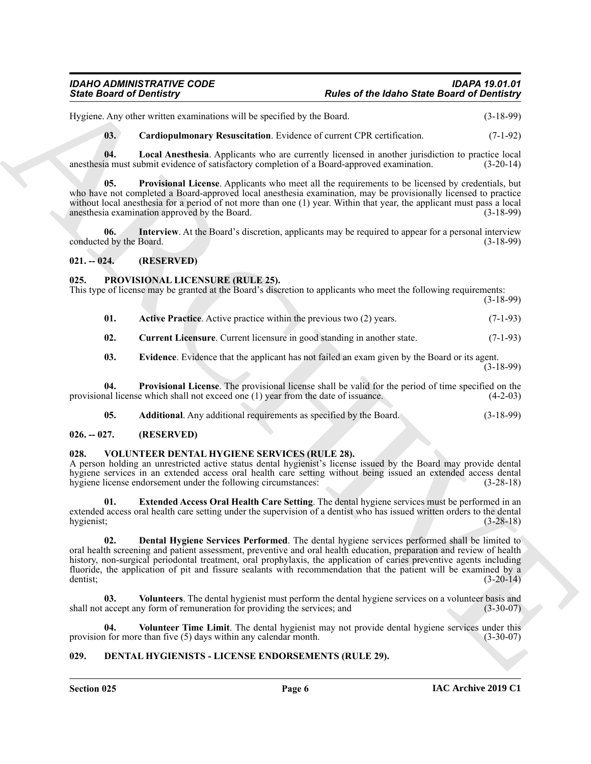Hygiene. Any other written examinations will be specified by the Board. (3-18-99)

**03. Cardiopulmonary Resuscitation**. Evidence of current CPR certification. (7-1-92)

**04. Local Anesthesia**. Applicants who are currently licensed in another jurisdiction to practice local anesthesia must submit evidence of satisfactory completion of a Board-approved examination. (3-20-14)

**05. Provisional License**. Applicants who meet all the requirements to be licensed by credentials, but who have not completed a Board-approved local anesthesia examination, may be provisionally licensed to practice without local anesthesia for a period of not more than one (1) year. Within that year, the applicant must pass a local anesthesia examination approved by the Board. (3-18-99)

**06. Interview**. At the Board's discretion, applicants may be required to appear for a personal interview conducted by the Board. (3-18-99)

## 021. -- 024. (RESERVED)

## 025. PROVISIONAL LICENSURE (RULE 25).

This type of license may be granted at the Board's discretion to applicants who meet the following requirements: (3-18-99)

**01. Active Practice**. Active practice within the previous two (2) years. (7-1-93)

**02. Current Licensure**. Current licensure in good standing in another state. (7-1-93)

**03. Evidence**. Evidence that the applicant has not failed an exam given by the Board or its agent. (3-18-99)

**04. Provisional License**. The provisional license shall be valid for the period of time specified on the provisional license which shall not exceed one (1) year from the date of issuance. (4-2-03)

**05. Additional**. Any additional requirements as specified by the Board. (3-18-99)

## 026. -- 027. (RESERVED)

## 028. VOLUNTEER DENTAL HYGIENE SERVICES (RULE 28).

A person holding an unrestricted active status dental hygienist's license issued by the Board may provide dental hygiene services in an extended access oral health care setting without being issued an extended access dental hygiene license endorsement under the following circumstances: (3-28-18)

**01. Extended Access Oral Health Care Setting**. The dental hygiene services must be performed in an extended access oral health care setting under the supervision of a dentist who has issued written orders to the dental hygienist; (3-28-18)

**02. Dental Hygiene Services Performed**. The dental hygiene services performed shall be limited to oral health screening and patient assessment, preventive and oral health education, preparation and review of health history, non-surgical periodontal treatment, oral prophylaxis, the application of caries preventive agents including fluoride, the application of pit and fissure sealants with recommendation that the patient will be examined by a dentist; (3-20-14)

**03. Volunteers**. The dental hygienist must perform the dental hygiene services on a volunteer basis and shall not accept any form of remuneration for providing the services; and (3-30-07)

**04. Volunteer Time Limit**. The dental hygienist may not provide dental hygiene services under this provision for more than five (5) days within any calendar month. (3-30-07)

## 029. DENTAL HYGIENISTS - LICENSE ENDORSEMENTS (RULE 29).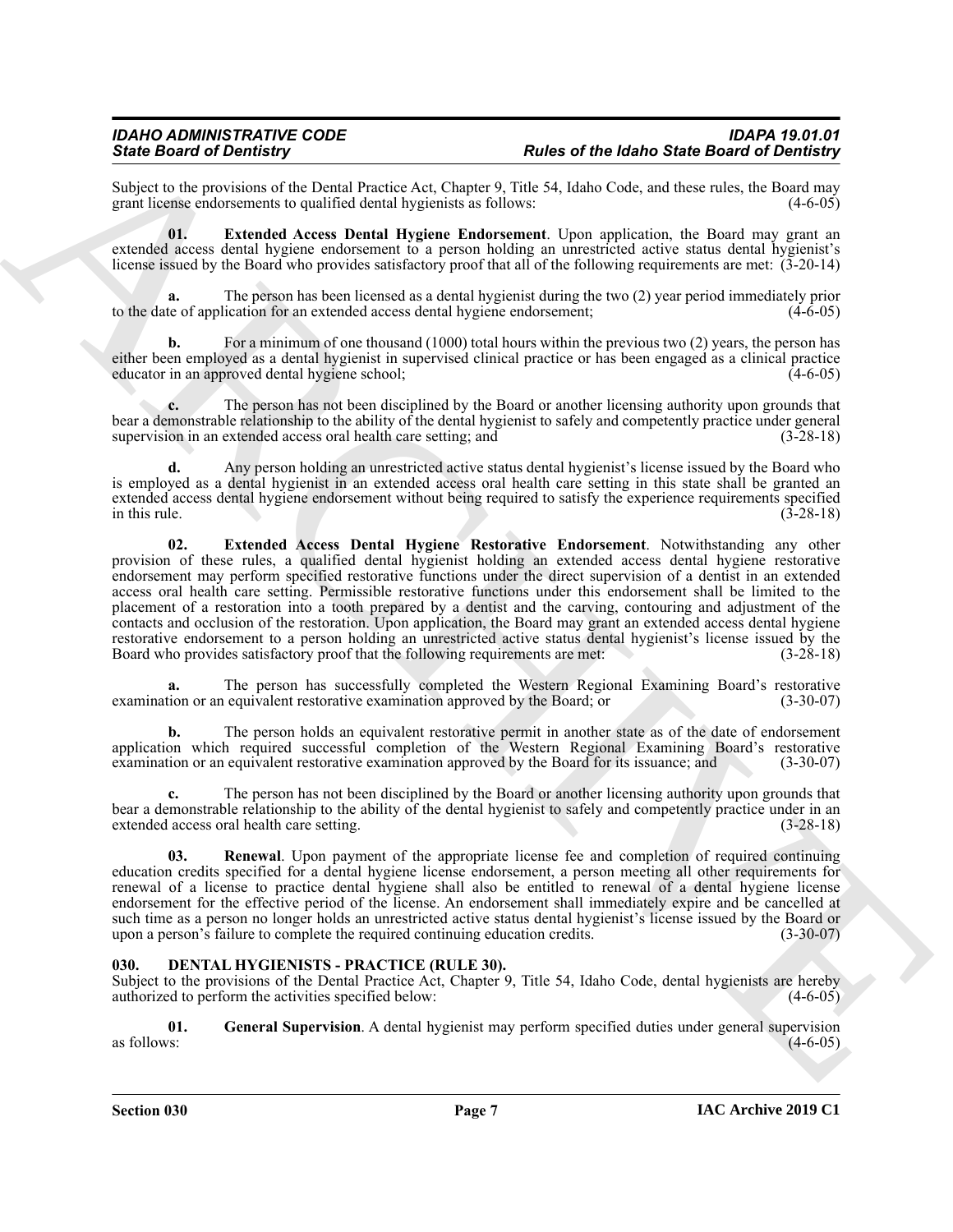Subject to the provisions of the Dental Practice Act, Chapter 9, Title 54, Idaho Code, and these rules, the Board may grant license endorsements to qualified dental hygienists as follows: (4-6-05)

**01. Extended Access Dental Hygiene Endorsement**. Upon application, the Board may grant an extended access dental hygiene endorsement to a person holding an unrestricted active status dental hygienist's license issued by the Board who provides satisfactory proof that all of the following requirements are met: (3-20-14)

**a.** The person has been licensed as a dental hygienist during the two (2) year period immediately prior to the date of application for an extended access dental hygiene endorsement; (4-6-05)

**b.** For a minimum of one thousand (1000) total hours within the previous two (2) years, the person has either been employed as a dental hygienist in supervised clinical practice or has been engaged as a clinical practice educator in an approved dental hygiene school; (4-6-05)

**c.** The person has not been disciplined by the Board or another licensing authority upon grounds that bear a demonstrable relationship to the ability of the dental hygienist to safely and competently practice under general supervision in an extended access oral health care setting; and (3-28-18)

**d.** Any person holding an unrestricted active status dental hygienist's license issued by the Board who is employed as a dental hygienist in an extended access oral health care setting in this state shall be granted an extended access dental hygiene endorsement without being required to satisfy the experience requirements specified in this rule. (3-28-18)

**02. Extended Access Dental Hygiene Restorative Endorsement**. Notwithstanding any other provision of these rules, a qualified dental hygienist holding an extended access dental hygiene restorative endorsement may perform specified restorative functions under the direct supervision of a dentist in an extended access oral health care setting. Permissible restorative functions under this endorsement shall be limited to the placement of a restoration into a tooth prepared by a dentist and the carving, contouring and adjustment of the contacts and occlusion of the restoration. Upon application, the Board may grant an extended access dental hygiene restorative endorsement to a person holding an unrestricted active status dental hygienist's license issued by the Board who provides satisfactory proof that the following requirements are met: (3-28-18)

**a.** The person has successfully completed the Western Regional Examining Board's restorative examination or an equivalent restorative examination approved by the Board; or (3-30-07)

**b.** The person holds an equivalent restorative permit in another state as of the date of endorsement application which required successful completion of the Western Regional Examining Board's restorative examination or an equivalent restorative examination approved by the Board for its issuance; and (3-30-07)

**c.** The person has not been disciplined by the Board or another licensing authority upon grounds that bear a demonstrable relationship to the ability of the dental hygienist to safely and competently practice under in an extended access oral health care setting. (3-28-18)

**03. Renewal**. Upon payment of the appropriate license fee and completion of required continuing education credits specified for a dental hygiene license endorsement, a person meeting all other requirements for renewal of a license to practice dental hygiene shall also be entitled to renewal of a dental hygiene license endorsement for the effective period of the license. An endorsement shall immediately expire and be cancelled at such time as a person no longer holds an unrestricted active status dental hygienist's license issued by the Board or upon a person's failure to complete the required continuing education credits. (3-30-07)

## 030. DENTAL HYGIENISTS - PRACTICE (RULE 30).

Subject to the provisions of the Dental Practice Act, Chapter 9, Title 54, Idaho Code, dental hygienists are hereby authorized to perform the activities specified below: (4-6-05)

**01. General Supervision**. A dental hygienist may perform specified duties under general supervision as follows: (4-6-05)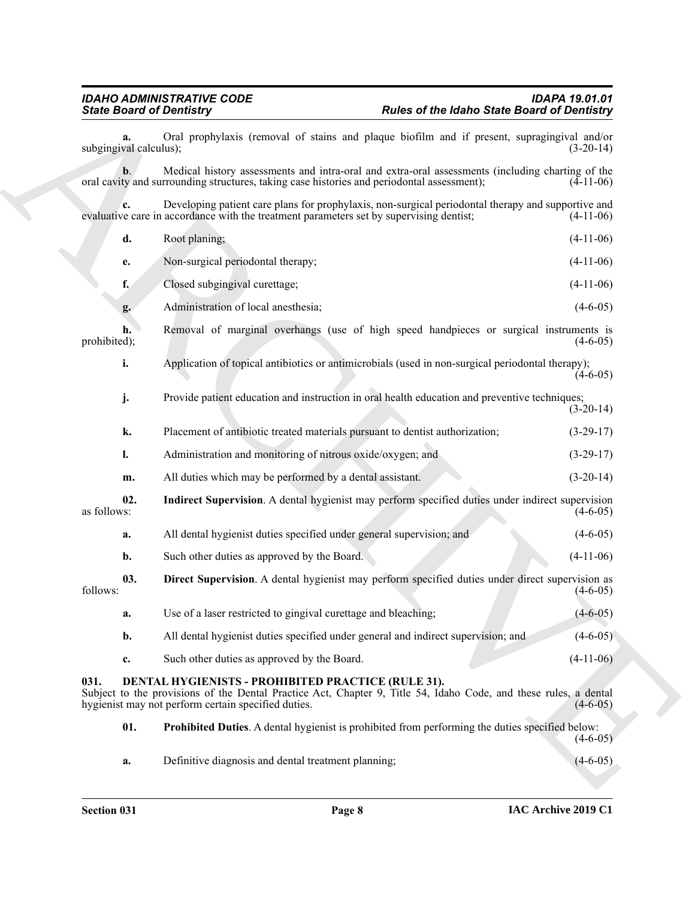**a.** Oral prophylaxis (removal of stains and plaque biofilm and if present, supragingival and/or subgingival calculus); (3-20-14)

**b**. Medical history assessments and intra-oral and extra-oral assessments (including charting of the oral cavity and surrounding structures, taking case histories and periodontal assessment); (4-11-06)

**c.** Developing patient care plans for prophylaxis, non-surgical periodontal therapy and supportive and evaluative care in accordance with the treatment parameters set by supervising dentist; (4-11-06)

**d.** Root planing; (4-11-06)

**e.** Non-surgical periodontal therapy; (4-11-06)

**f.** Closed subgingival curettage; (4-11-06)

**g.** Administration of local anesthesia; (4-6-05)

**h.** Removal of marginal overhangs (use of high speed handpieces or surgical instruments is prohibited); (4-6-05)

**i.** Application of topical antibiotics or antimicrobials (used in non-surgical periodontal therapy); (4-6-05)

**j.** Provide patient education and instruction in oral health education and preventive techniques; (3-20-14)

**k.** Placement of antibiotic treated materials pursuant to dentist authorization; (3-29-17)

**l.** Administration and monitoring of nitrous oxide/oxygen; and (3-29-17)

**m.** All duties which may be performed by a dental assistant. (3-20-14)

**02. Indirect Supervision**. A dental hygienist may perform specified duties under indirect supervision as follows: (4-6-05)

**a.** All dental hygienist duties specified under general supervision; and (4-6-05)

**b.** Such other duties as approved by the Board. (4-11-06)

**03. Direct Supervision**. A dental hygienist may perform specified duties under direct supervision as follows: (4-6-05)

**a.** Use of a laser restricted to gingival curettage and bleaching; (4-6-05)

**b.** All dental hygienist duties specified under general and indirect supervision; and (4-6-05)

**c.** Such other duties as approved by the Board. (4-11-06)

## 031. DENTAL HYGIENISTS - PROHIBITED PRACTICE (RULE 31).

Subject to the provisions of the Dental Practice Act, Chapter 9, Title 54, Idaho Code, and these rules, a dental hygienist may not perform certain specified duties. (4-6-05)

**01. Prohibited Duties**. A dental hygienist is prohibited from performing the duties specified below: (4-6-05)

**a.** Definitive diagnosis and dental treatment planning; (4-6-05)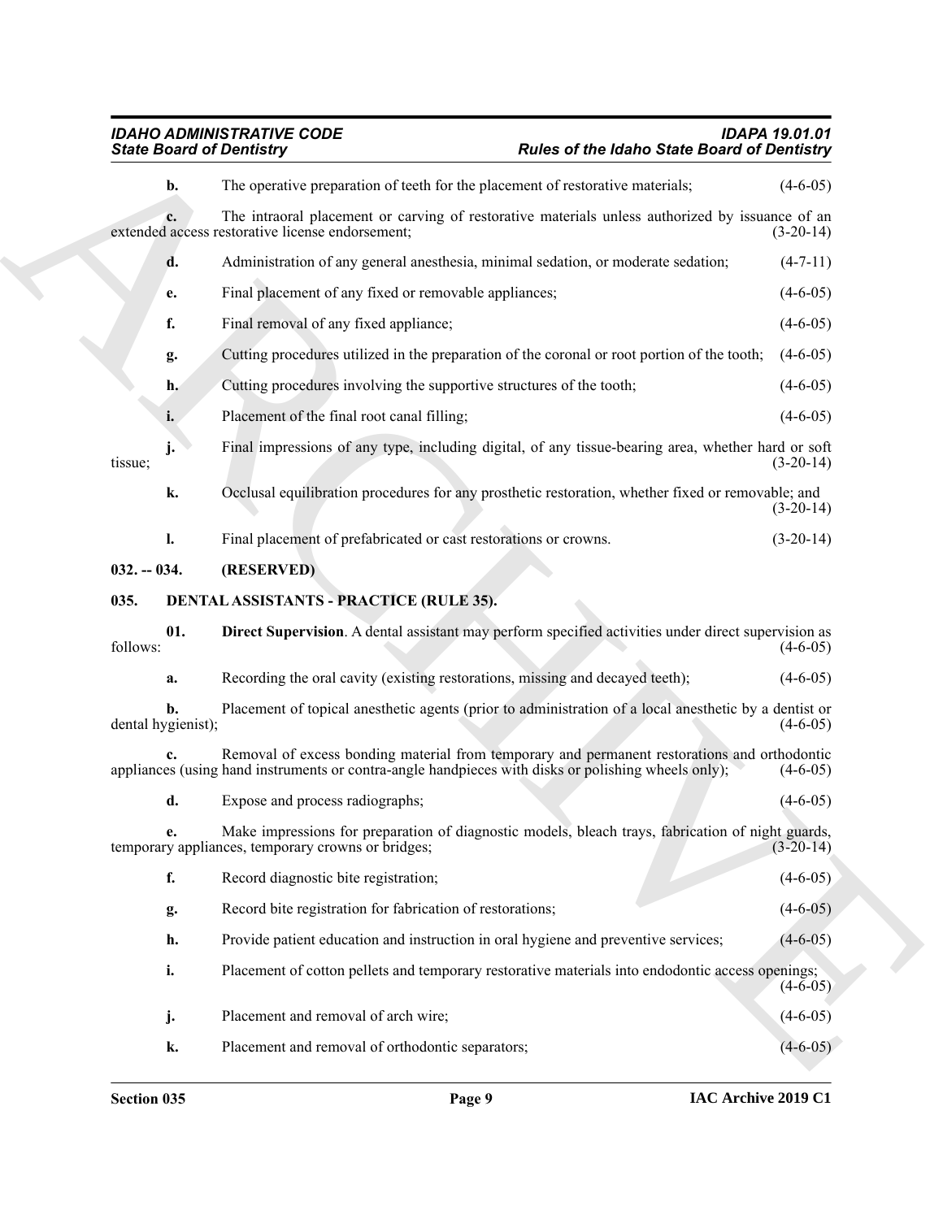**b.** The operative preparation of teeth for the placement of restorative materials; (4-6-05)

**c.** The intraoral placement or carving of restorative materials unless authorized by issuance of an extended access restorative license endorsement; (3-20-14)

**d.** Administration of any general anesthesia, minimal sedation, or moderate sedation; (4-7-11)

**e.** Final placement of any fixed or removable appliances; (4-6-05)

**f.** Final removal of any fixed appliance; (4-6-05)

**g.** Cutting procedures utilized in the preparation of the coronal or root portion of the tooth; (4-6-05)

**h.** Cutting procedures involving the supportive structures of the tooth; (4-6-05)

**i.** Placement of the final root canal filling; (4-6-05)

**j.** Final impressions of any type, including digital, of any tissue-bearing area, whether hard or soft tissue; (3-20-14)

**k.** Occlusal equilibration procedures for any prosthetic restoration, whether fixed or removable; and (3-20-14)

**l.** Final placement of prefabricated or cast restorations or crowns. (3-20-14)

**032. -- 034. (RESERVED)**

**035. DENTAL ASSISTANTS - PRACTICE (RULE 35).**

**01. Direct Supervision**. A dental assistant may perform specified activities under direct supervision as follows: (4-6-05)

**a.** Recording the oral cavity (existing restorations, missing and decayed teeth); (4-6-05)

**b.** Placement of topical anesthetic agents (prior to administration of a local anesthetic by a dentist or dental hygienist); (4-6-05)

**c.** Removal of excess bonding material from temporary and permanent restorations and orthodontic appliances (using hand instruments or contra-angle handpieces with disks or polishing wheels only); (4-6-05)

**d.** Expose and process radiographs; (4-6-05)

**e.** Make impressions for preparation of diagnostic models, bleach trays, fabrication of night guards, temporary appliances, temporary crowns or bridges; (3-20-14)

**f.** Record diagnostic bite registration; (4-6-05)

**g.** Record bite registration for fabrication of restorations; (4-6-05)

**h.** Provide patient education and instruction in oral hygiene and preventive services; (4-6-05)

**i.** Placement of cotton pellets and temporary restorative materials into endodontic access openings; (4-6-05)

**j.** Placement and removal of arch wire; (4-6-05)

**k.** Placement and removal of orthodontic separators; (4-6-05)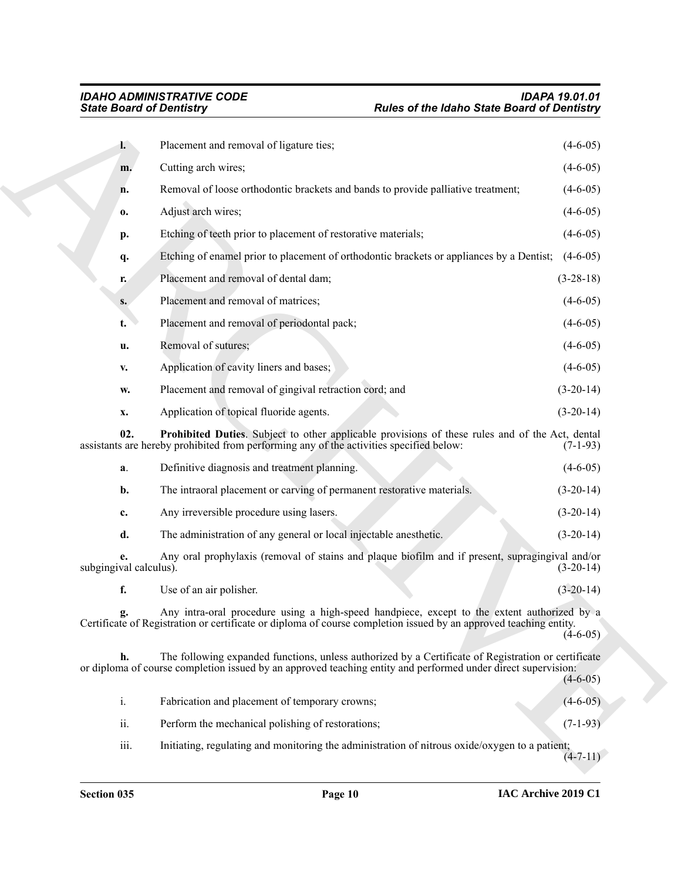**l.** Placement and removal of ligature ties; (4-6-05)

**m.** Cutting arch wires; (4-6-05)

**n.** Removal of loose orthodontic brackets and bands to provide palliative treatment; (4-6-05)

**o.** Adjust arch wires; (4-6-05)

**p.** Etching of teeth prior to placement of restorative materials; (4-6-05)

**q.** Etching of enamel prior to placement of orthodontic brackets or appliances by a Dentist; (4-6-05)

**r.** Placement and removal of dental dam; (3-28-18)

**s.** Placement and removal of matrices; (4-6-05)

**t.** Placement and removal of periodontal pack; (4-6-05)

**u.** Removal of sutures; (4-6-05)

**v.** Application of cavity liners and bases; (4-6-05)

**w.** Placement and removal of gingival retraction cord; and (3-20-14)

**x.** Application of topical fluoride agents. (3-20-14)

**02. Prohibited Duties**. Subject to other applicable provisions of these rules and of the Act, dental assistants are hereby prohibited from performing any of the activities specified below: (7-1-93)

**a**. Definitive diagnosis and treatment planning. (4-6-05)

**b.** The intraoral placement or carving of permanent restorative materials. (3-20-14)

**c.** Any irreversible procedure using lasers. (3-20-14)

**d.** The administration of any general or local injectable anesthetic. (3-20-14)

**e.** Any oral prophylaxis (removal of stains and plaque biofilm and if present, supragingival and/or subgingival calculus). (3-20-14)

**f.** Use of an air polisher. (3-20-14)

**g.** Any intra-oral procedure using a high-speed handpiece, except to the extent authorized by a Certificate of Registration or certificate or diploma of course completion issued by an approved teaching entity. (4-6-05)

**h.** The following expanded functions, unless authorized by a Certificate of Registration or certificate or diploma of course completion issued by an approved teaching entity and performed under direct supervision: (4-6-05)

i. Fabrication and placement of temporary crowns; (4-6-05)

ii. Perform the mechanical polishing of restorations; (7-1-93)

iii. Initiating, regulating and monitoring the administration of nitrous oxide/oxygen to a patient; (4-7-11)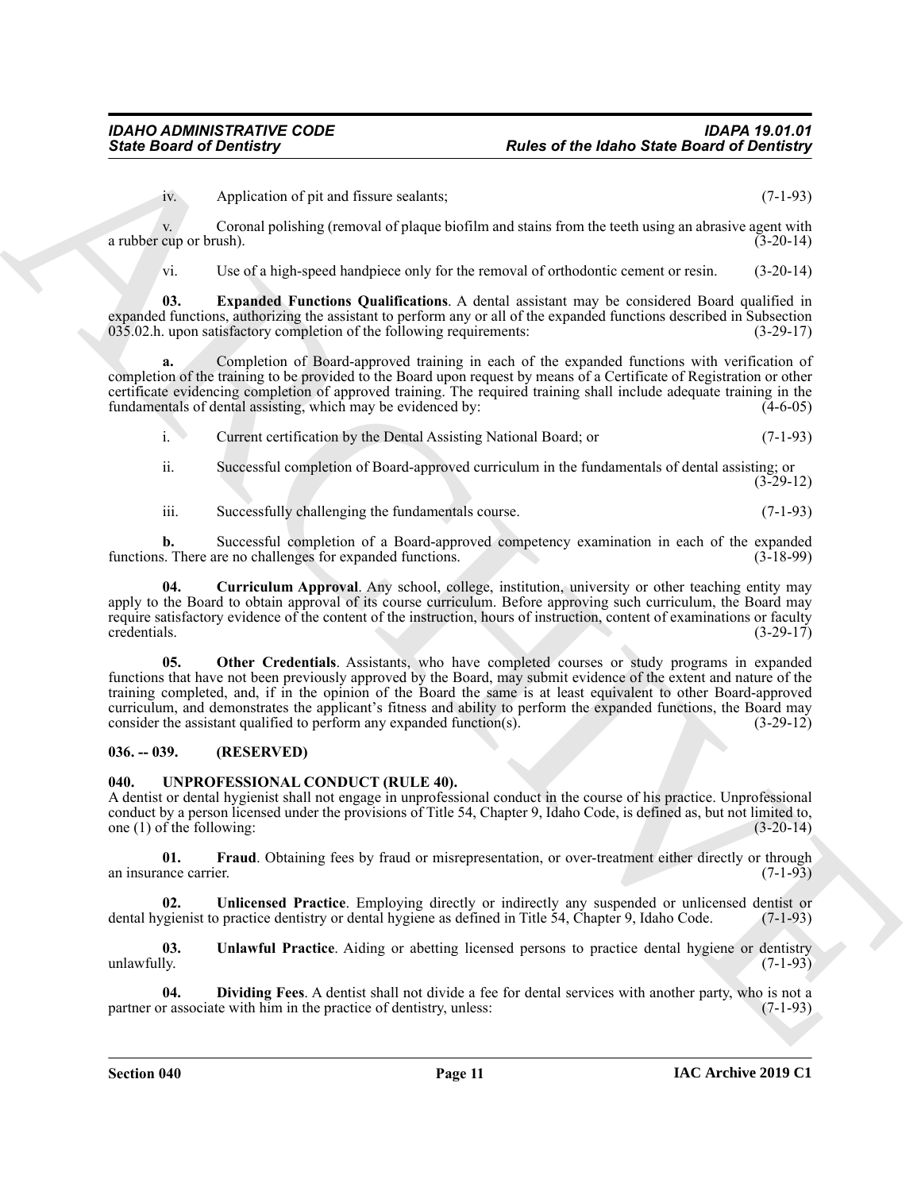iv. Application of pit and fissure sealants; (7-1-93)

v. Coronal polishing (removal of plaque biofilm and stains from the teeth using an abrasive agent with a rubber cup or brush). (3-20-14)

vi. Use of a high-speed handpiece only for the removal of orthodontic cement or resin. (3-20-14)

**03. Expanded Functions Qualifications**. A dental assistant may be considered Board qualified in expanded functions, authorizing the assistant to perform any or all of the expanded functions described in Subsection 035.02.h. upon satisfactory completion of the following requirements: (3-29-17)

**a.** Completion of Board-approved training in each of the expanded functions with verification of completion of the training to be provided to the Board upon request by means of a Certificate of Registration or other certificate evidencing completion of approved training. The required training shall include adequate training in the fundamentals of dental assisting, which may be evidenced by: (4-6-05)

i. Current certification by the Dental Assisting National Board; or (7-1-93)

ii. Successful completion of Board-approved curriculum in the fundamentals of dental assisting; or (3-29-12)

iii. Successfully challenging the fundamentals course. (7-1-93)

**b.** Successful completion of a Board-approved competency examination in each of the expanded functions. There are no challenges for expanded functions. (3-18-99)

**04. Curriculum Approval**. Any school, college, institution, university or other teaching entity may apply to the Board to obtain approval of its course curriculum. Before approving such curriculum, the Board may require satisfactory evidence of the content of the instruction, hours of instruction, content of examinations or faculty credentials. (3-29-17)

**05. Other Credentials**. Assistants, who have completed courses or study programs in expanded functions that have not been previously approved by the Board, may submit evidence of the extent and nature of the training completed, and, if in the opinion of the Board the same is at least equivalent to other Board-approved curriculum, and demonstrates the applicant's fitness and ability to perform the expanded functions, the Board may consider the assistant qualified to perform any expanded function(s). (3-29-12)

## 036. -- 039. (RESERVED)

## 040. UNPROFESSIONAL CONDUCT (RULE 40).

A dentist or dental hygienist shall not engage in unprofessional conduct in the course of his practice. Unprofessional conduct by a person licensed under the provisions of Title 54, Chapter 9, Idaho Code, is defined as, but not limited to, one (1) of the following: (3-20-14)

**01. Fraud**. Obtaining fees by fraud or misrepresentation, or over-treatment either directly or through an insurance carrier. (7-1-93)

**02. Unlicensed Practice**. Employing directly or indirectly any suspended or unlicensed dentist or dental hygienist to practice dentistry or dental hygiene as defined in Title 54, Chapter 9, Idaho Code. (7-1-93)

**03. Unlawful Practice**. Aiding or abetting licensed persons to practice dental hygiene or dentistry unlawfully. (7-1-93)

**04. Dividing Fees**. A dentist shall not divide a fee for dental services with another party, who is not a partner or associate with him in the practice of dentistry, unless: (7-1-93)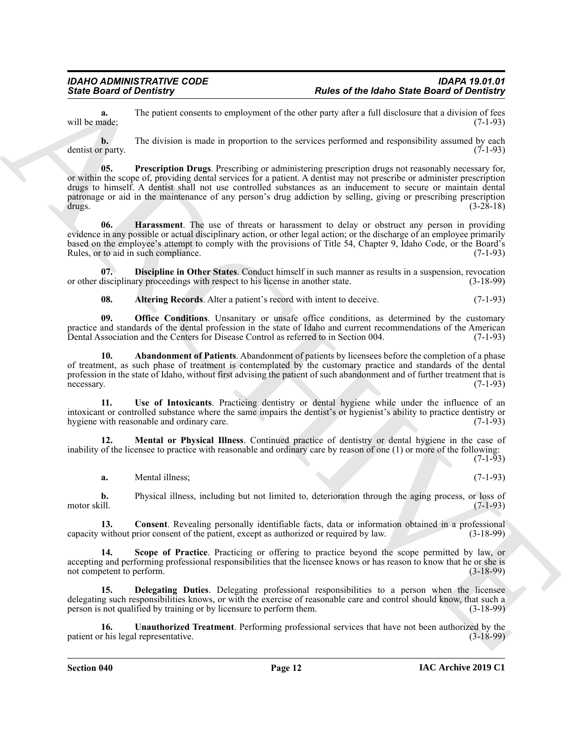**a.** The patient consents to employment of the other party after a full disclosure that a division of fees will be made; (7-1-93)

**b.** The division is made in proportion to the services performed and responsibility assumed by each dentist or party. (7-1-93)

**05. Prescription Drugs**. Prescribing or administering prescription drugs not reasonably necessary for, or within the scope of, providing dental services for a patient. A dentist may not prescribe or administer prescription drugs to himself. A dentist shall not use controlled substances as an inducement to secure or maintain dental patronage or aid in the maintenance of any person's drug addiction by selling, giving or prescribing prescription drugs. (3-28-18)

**06. Harassment**. The use of threats or harassment to delay or obstruct any person in providing evidence in any possible or actual disciplinary action, or other legal action; or the discharge of an employee primarily based on the employee's attempt to comply with the provisions of Title 54, Chapter 9, Idaho Code, or the Board's Rules, or to aid in such compliance. (7-1-93)

**07. Discipline in Other States**. Conduct himself in such manner as results in a suspension, revocation or other disciplinary proceedings with respect to his license in another state. (3-18-99)

**08. Altering Records**. Alter a patient's record with intent to deceive. (7-1-93)

**09. Office Conditions**. Unsanitary or unsafe office conditions, as determined by the customary practice and standards of the dental profession in the state of Idaho and current recommendations of the American Dental Association and the Centers for Disease Control as referred to in Section 004. (7-1-93)

**10. Abandonment of Patients**. Abandonment of patients by licensees before the completion of a phase of treatment, as such phase of treatment is contemplated by the customary practice and standards of the dental profession in the state of Idaho, without first advising the patient of such abandonment and of further treatment that is necessary. (7-1-93)

**11. Use of Intoxicants**. Practicing dentistry or dental hygiene while under the influence of an intoxicant or controlled substance where the same impairs the dentist's or hygienist's ability to practice dentistry or hygiene with reasonable and ordinary care. (7-1-93)

**12. Mental or Physical Illness**. Continued practice of dentistry or dental hygiene in the case of inability of the licensee to practice with reasonable and ordinary care by reason of one (1) or more of the following: (7-1-93)

**a.** Mental illness; (7-1-93)

**b.** Physical illness, including but not limited to, deterioration through the aging process, or loss of motor skill. (7-1-93)

**13. Consent**. Revealing personally identifiable facts, data or information obtained in a professional capacity without prior consent of the patient, except as authorized or required by law. (3-18-99)

**14. Scope of Practice**. Practicing or offering to practice beyond the scope permitted by law, or accepting and performing professional responsibilities that the licensee knows or has reason to know that he or she is not competent to perform. (3-18-99)

**15. Delegating Duties**. Delegating professional responsibilities to a person when the licensee delegating such responsibilities knows, or with the exercise of reasonable care and control should know, that such a person is not qualified by training or by licensure to perform them. (3-18-99)

**16. Unauthorized Treatment**. Performing professional services that have not been authorized by the patient or his legal representative. (3-18-99)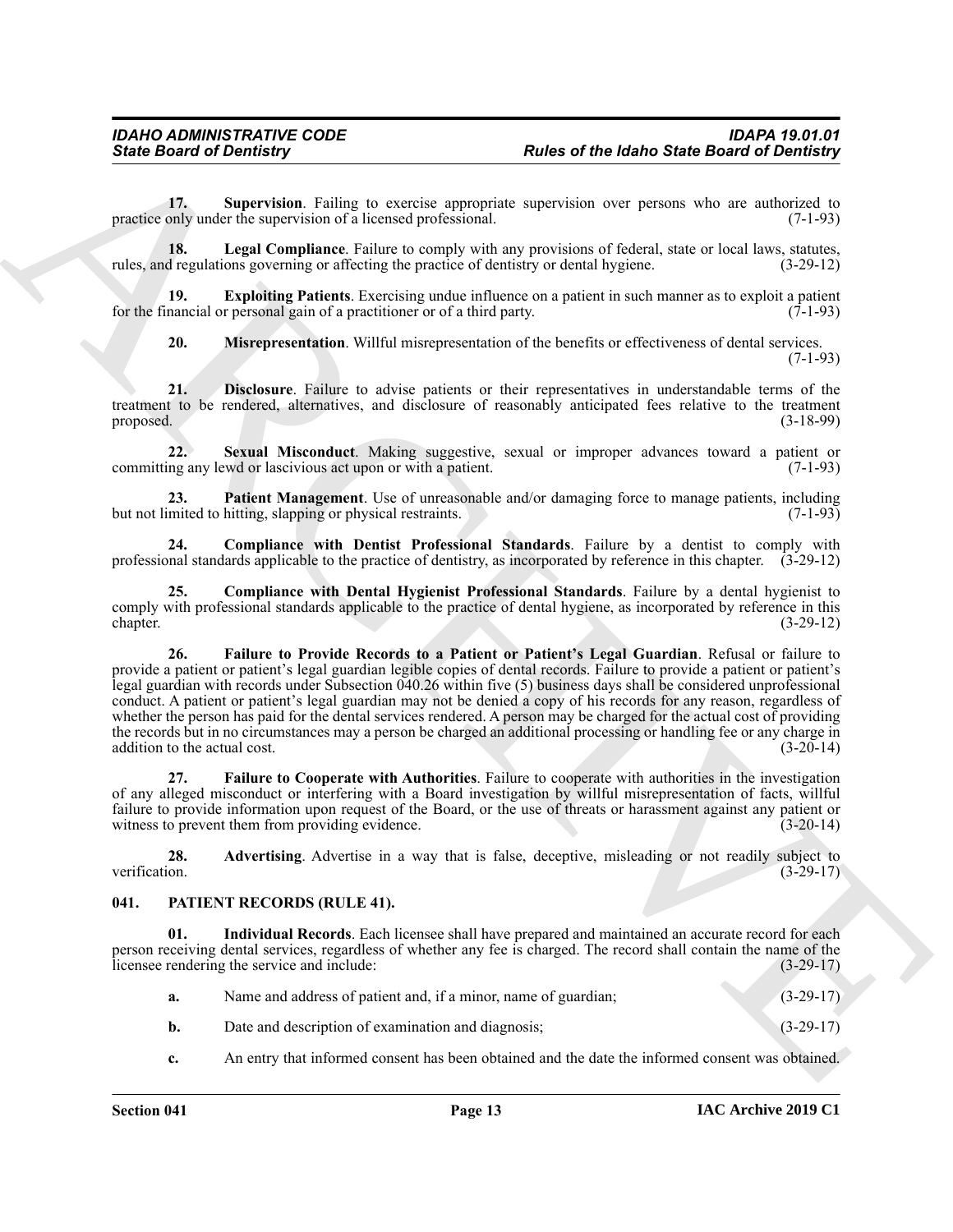**17. Supervision**. Failing to exercise appropriate supervision over persons who are authorized to practice only under the supervision of a licensed professional. (7-1-93)

**18. Legal Compliance**. Failure to comply with any provisions of federal, state or local laws, statutes, rules, and regulations governing or affecting the practice of dentistry or dental hygiene. (3-29-12)

**19. Exploiting Patients**. Exercising undue influence on a patient in such manner as to exploit a patient for the financial or personal gain of a practitioner or of a third party. (7-1-93)

**20. Misrepresentation**. Willful misrepresentation of the benefits or effectiveness of dental services. (7-1-93)

**21. Disclosure**. Failure to advise patients or their representatives in understandable terms of the treatment to be rendered, alternatives, and disclosure of reasonably anticipated fees relative to the treatment proposed. (3-18-99)

**22. Sexual Misconduct**. Making suggestive, sexual or improper advances toward a patient or committing any lewd or lascivious act upon or with a patient. (7-1-93)

**23. Patient Management**. Use of unreasonable and/or damaging force to manage patients, including but not limited to hitting, slapping or physical restraints. (7-1-93)

**24. Compliance with Dentist Professional Standards**. Failure by a dentist to comply with professional standards applicable to the practice of dentistry, as incorporated by reference in this chapter. (3-29-12)

**25. Compliance with Dental Hygienist Professional Standards**. Failure by a dental hygienist to comply with professional standards applicable to the practice of dental hygiene, as incorporated by reference in this chapter. (3-29-12)

**26. Failure to Provide Records to a Patient or Patient's Legal Guardian**. Refusal or failure to provide a patient or patient's legal guardian legible copies of dental records. Failure to provide a patient or patient's legal guardian with records under Subsection 040.26 within five (5) business days shall be considered unprofessional conduct. A patient or patient's legal guardian may not be denied a copy of his records for any reason, regardless of whether the person has paid for the dental services rendered. A person may be charged for the actual cost of providing the records but in no circumstances may a person be charged an additional processing or handling fee or any charge in addition to the actual cost. (3-20-14)

**27. Failure to Cooperate with Authorities**. Failure to cooperate with authorities in the investigation of any alleged misconduct or interfering with a Board investigation by willful misrepresentation of facts, willful failure to provide information upon request of the Board, or the use of threats or harassment against any patient or witness to prevent them from providing evidence. (3-20-14)

**28. Advertising**. Advertise in a way that is false, deceptive, misleading or not readily subject to verification. (3-29-17)

## 041. PATIENT RECORDS (RULE 41).

**01. Individual Records**. Each licensee shall have prepared and maintained an accurate record for each person receiving dental services, regardless of whether any fee is charged. The record shall contain the name of the licensee rendering the service and include: (3-29-17)

**a.** Name and address of patient and, if a minor, name of guardian; (3-29-17)

**b.** Date and description of examination and diagnosis; (3-29-17)

**c.** An entry that informed consent has been obtained and the date the informed consent was obtained.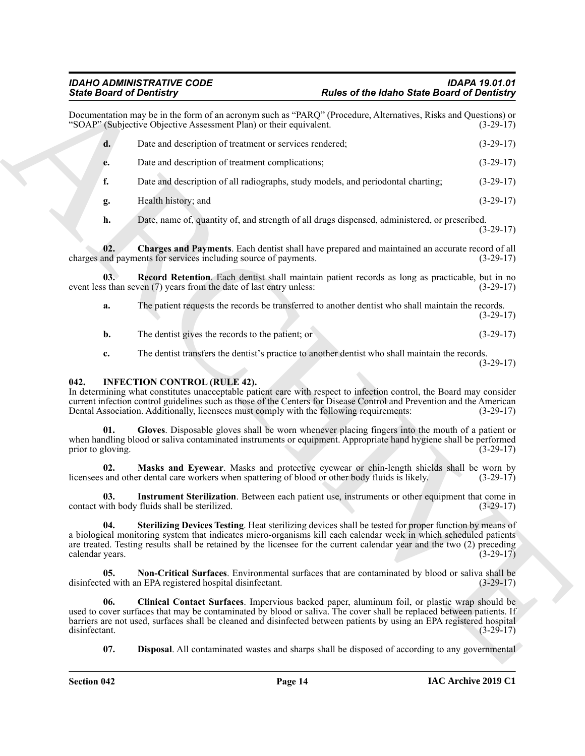Documentation may be in the form of an acronym such as "PARQ" (Procedure, Alternatives, Risks and Questions) or "SOAP" (Subjective Objective Assessment Plan) or their equivalent. (3-29-17)

**d.** Date and description of treatment or services rendered; (3-29-17)

**e.** Date and description of treatment complications; (3-29-17)

**f.** Date and description of all radiographs, study models, and periodontal charting; (3-29-17)

**g.** Health history; and (3-29-17)

**h.** Date, name of, quantity of, and strength of all drugs dispensed, administered, or prescribed. (3-29-17)

**02. Charges and Payments**. Each dentist shall have prepared and maintained an accurate record of all charges and payments for services including source of payments. (3-29-17)

**03. Record Retention**. Each dentist shall maintain patient records as long as practicable, but in no event less than seven (7) years from the date of last entry unless: (3-29-17)

**a.** The patient requests the records be transferred to another dentist who shall maintain the records. (3-29-17)

**b.** The dentist gives the records to the patient; or (3-29-17)

**c.** The dentist transfers the dentist's practice to another dentist who shall maintain the records. (3-29-17)

## 042. INFECTION CONTROL (RULE 42).

In determining what constitutes unacceptable patient care with respect to infection control, the Board may consider current infection control guidelines such as those of the Centers for Disease Control and Prevention and the American Dental Association. Additionally, licensees must comply with the following requirements: (3-29-17)

**01. Gloves**. Disposable gloves shall be worn whenever placing fingers into the mouth of a patient or when handling blood or saliva contaminated instruments or equipment. Appropriate hand hygiene shall be performed prior to gloving. (3-29-17)

**02. Masks and Eyewear**. Masks and protective eyewear or chin-length shields shall be worn by licensees and other dental care workers when spattering of blood or other body fluids is likely. (3-29-17)

**03. Instrument Sterilization**. Between each patient use, instruments or other equipment that come in contact with body fluids shall be sterilized. (3-29-17)

**04. Sterilizing Devices Testing**. Heat sterilizing devices shall be tested for proper function by means of a biological monitoring system that indicates micro-organisms kill each calendar week in which scheduled patients are treated. Testing results shall be retained by the licensee for the current calendar year and the two (2) preceding calendar years. (3-29-17)

**05. Non-Critical Surfaces**. Environmental surfaces that are contaminated by blood or saliva shall be disinfected with an EPA registered hospital disinfectant. (3-29-17)

**06. Clinical Contact Surfaces**. Impervious backed paper, aluminum foil, or plastic wrap should be used to cover surfaces that may be contaminated by blood or saliva. The cover shall be replaced between patients. If barriers are not used, surfaces shall be cleaned and disinfected between patients by using an EPA registered hospital disinfectant. (3-29-17)

**07. Disposal**. All contaminated wastes and sharps shall be disposed of according to any governmental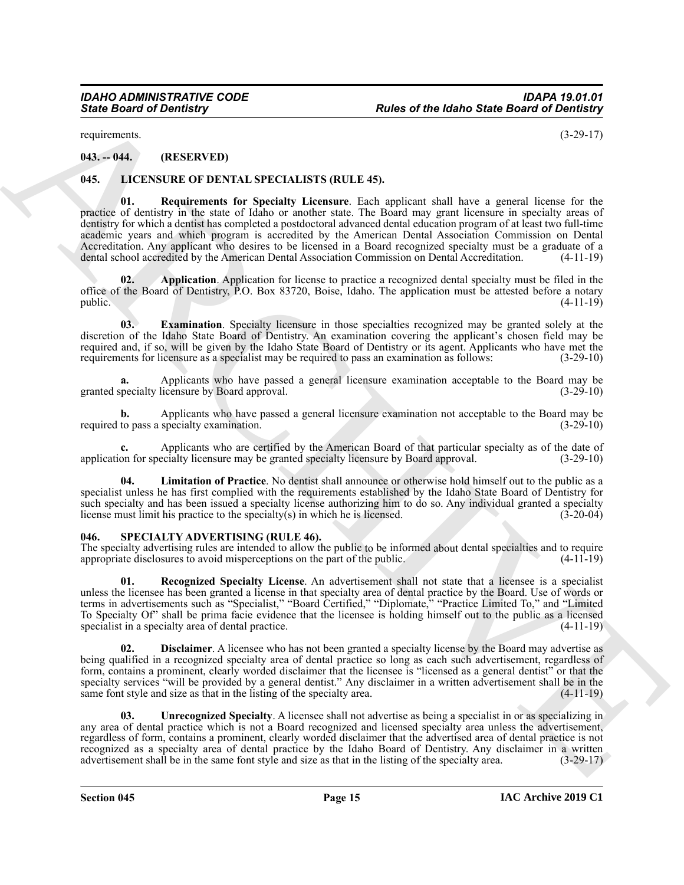requirements. (3-29-17)

### 043. -- 044. (RESERVED)

### 045. LICENSURE OF DENTAL SPECIALISTS (RULE 45).

**01. Requirements for Specialty Licensure**. Each applicant shall have a general license for the practice of dentistry in the state of Idaho or another state. The Board may grant licensure in specialty areas of dentistry for which a dentist has completed a postdoctoral advanced dental education program of at least two full-time academic years and which program is accredited by the American Dental Association Commission on Dental Accreditation. Any applicant who desires to be licensed in a Board recognized specialty must be a graduate of a dental school accredited by the American Dental Association Commission on Dental Accreditation. (4-11-19)

**02. Application**. Application for license to practice a recognized dental specialty must be filed in the office of the Board of Dentistry, P.O. Box 83720, Boise, Idaho. The application must be attested before a notary public. (4-11-19)

**03. Examination**. Specialty licensure in those specialties recognized may be granted solely at the discretion of the Idaho State Board of Dentistry. An examination covering the applicant's chosen field may be required and, if so, will be given by the Idaho State Board of Dentistry or its agent. Applicants who have met the requirements for licensure as a specialist may be required to pass an examination as follows: (3-29-10)

**a.** Applicants who have passed a general licensure examination acceptable to the Board may be granted specialty licensure by Board approval. (3-29-10)

**b.** Applicants who have passed a general licensure examination not acceptable to the Board may be required to pass a specialty examination. (3-29-10)

**c.** Applicants who are certified by the American Board of that particular specialty as of the date of application for specialty licensure may be granted specialty licensure by Board approval. (3-29-10)

**04. Limitation of Practice**. No dentist shall announce or otherwise hold himself out to the public as a specialist unless he has first complied with the requirements established by the Idaho State Board of Dentistry for such specialty and has been issued a specialty license authorizing him to do so. Any individual granted a specialty license must limit his practice to the specialty(s) in which he is licensed. (3-20-04)

### 046. SPECIALTY ADVERTISING (RULE 46).

The specialty advertising rules are intended to allow the public to be informed about dental specialties and to require appropriate disclosures to avoid misperceptions on the part of the public. (4-11-19)

**01. Recognized Specialty License**. An advertisement shall not state that a licensee is a specialist unless the licensee has been granted a license in that specialty area of dental practice by the Board. Use of words or terms in advertisements such as "Specialist," "Board Certified," "Diplomate," "Practice Limited To," and "Limited To Specialty Of" shall be prima facie evidence that the licensee is holding himself out to the public as a licensed specialist in a specialty area of dental practice. (4-11-19)

**02. Disclaimer**. A licensee who has not been granted a specialty license by the Board may advertise as being qualified in a recognized specialty area of dental practice so long as each such advertisement, regardless of form, contains a prominent, clearly worded disclaimer that the licensee is "licensed as a general dentist" or that the specialty services "will be provided by a general dentist." Any disclaimer in a written advertisement shall be in the same font style and size as that in the listing of the specialty area. (4-11-19)

**03. Unrecognized Specialty**. A licensee shall not advertise as being a specialist in or as specializing in any area of dental practice which is not a Board recognized and licensed specialty area unless the advertisement, regardless of form, contains a prominent, clearly worded disclaimer that the advertised area of dental practice is not recognized as a specialty area of dental practice by the Idaho Board of Dentistry. Any disclaimer in a written advertisement shall be in the same font style and size as that in the listing of the specialty area. (3-29-17)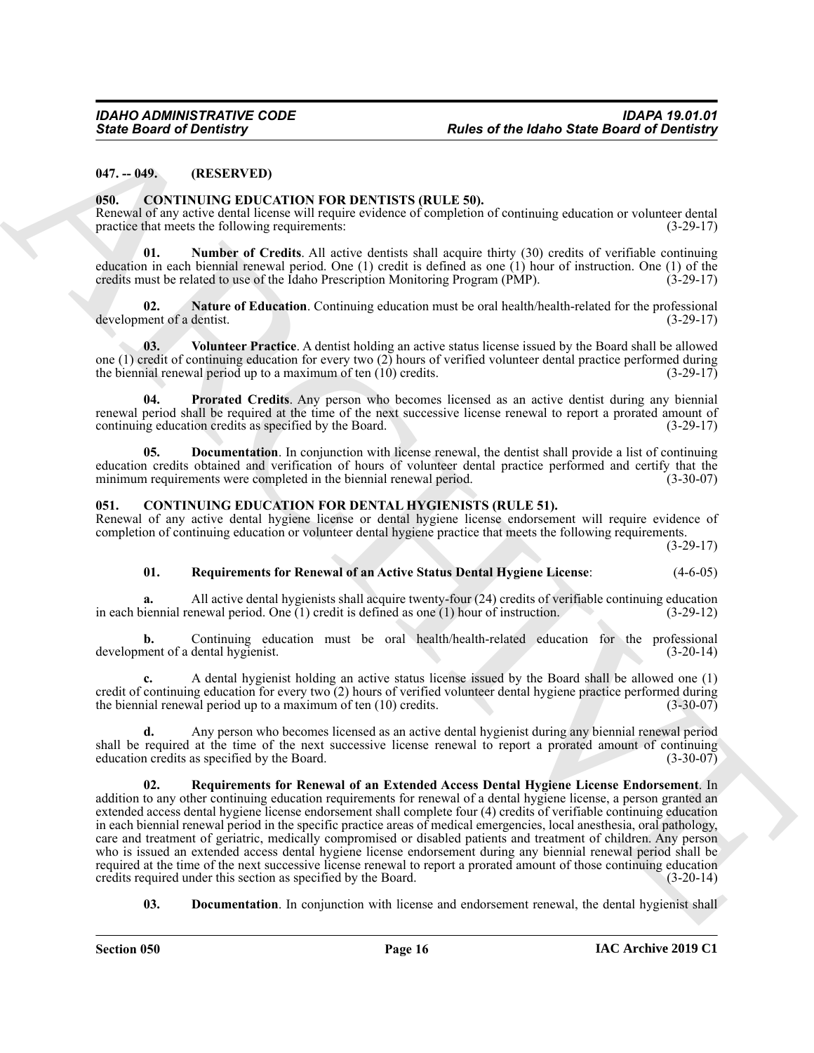### 047. -- 049. (RESERVED)

### 050. CONTINUING EDUCATION FOR DENTISTS (RULE 50).

Renewal of any active dental license will require evidence of completion of continuing education or volunteer dental practice that meets the following requirements: (3-29-17)

**01. Number of Credits**. All active dentists shall acquire thirty (30) credits of verifiable continuing education in each biennial renewal period. One (1) credit is defined as one (1) hour of instruction. One (1) of the credits must be related to use of the Idaho Prescription Monitoring Program (PMP). (3-29-17)

**02. Nature of Education**. Continuing education must be oral health/health-related for the professional development of a dentist. (3-29-17)

**03. Volunteer Practice**. A dentist holding an active status license issued by the Board shall be allowed one (1) credit of continuing education for every two (2) hours of verified volunteer dental practice performed during the biennial renewal period up to a maximum of ten (10) credits. (3-29-17)

**04. Prorated Credits**. Any person who becomes licensed as an active dentist during any biennial renewal period shall be required at the time of the next successive license renewal to report a prorated amount of continuing education credits as specified by the Board. (3-29-17)

**05. Documentation**. In conjunction with license renewal, the dentist shall provide a list of continuing education credits obtained and verification of hours of volunteer dental practice performed and certify that the minimum requirements were completed in the biennial renewal period. (3-30-07)

### 051. CONTINUING EDUCATION FOR DENTAL HYGIENISTS (RULE 51).

Renewal of any active dental hygiene license or dental hygiene license endorsement will require evidence of completion of continuing education or volunteer dental hygiene practice that meets the following requirements. (3-29-17)

**01. Requirements for Renewal of an Active Status Dental Hygiene License**: (4-6-05)

**a.** All active dental hygienists shall acquire twenty-four (24) credits of verifiable continuing education in each biennial renewal period. One (1) credit is defined as one (1) hour of instruction. (3-29-12)

**b.** Continuing education must be oral health/health-related education for the professional development of a dental hygienist. (3-20-14)

**c.** A dental hygienist holding an active status license issued by the Board shall be allowed one (1) credit of continuing education for every two (2) hours of verified volunteer dental hygiene practice performed during the biennial renewal period up to a maximum of ten (10) credits. (3-30-07)

**d.** Any person who becomes licensed as an active dental hygienist during any biennial renewal period shall be required at the time of the next successive license renewal to report a prorated amount of continuing education credits as specified by the Board. (3-30-07)

**02. Requirements for Renewal of an Extended Access Dental Hygiene License Endorsement**. In addition to any other continuing education requirements for renewal of a dental hygiene license, a person granted an extended access dental hygiene license endorsement shall complete four (4) credits of verifiable continuing education in each biennial renewal period in the specific practice areas of medical emergencies, local anesthesia, oral pathology, care and treatment of geriatric, medically compromised or disabled patients and treatment of children. Any person who is issued an extended access dental hygiene license endorsement during any biennial renewal period shall be required at the time of the next successive license renewal to report a prorated amount of those continuing education credits required under this section as specified by the Board. (3-20-14)

**03. Documentation**. In conjunction with license and endorsement renewal, the dental hygienist shall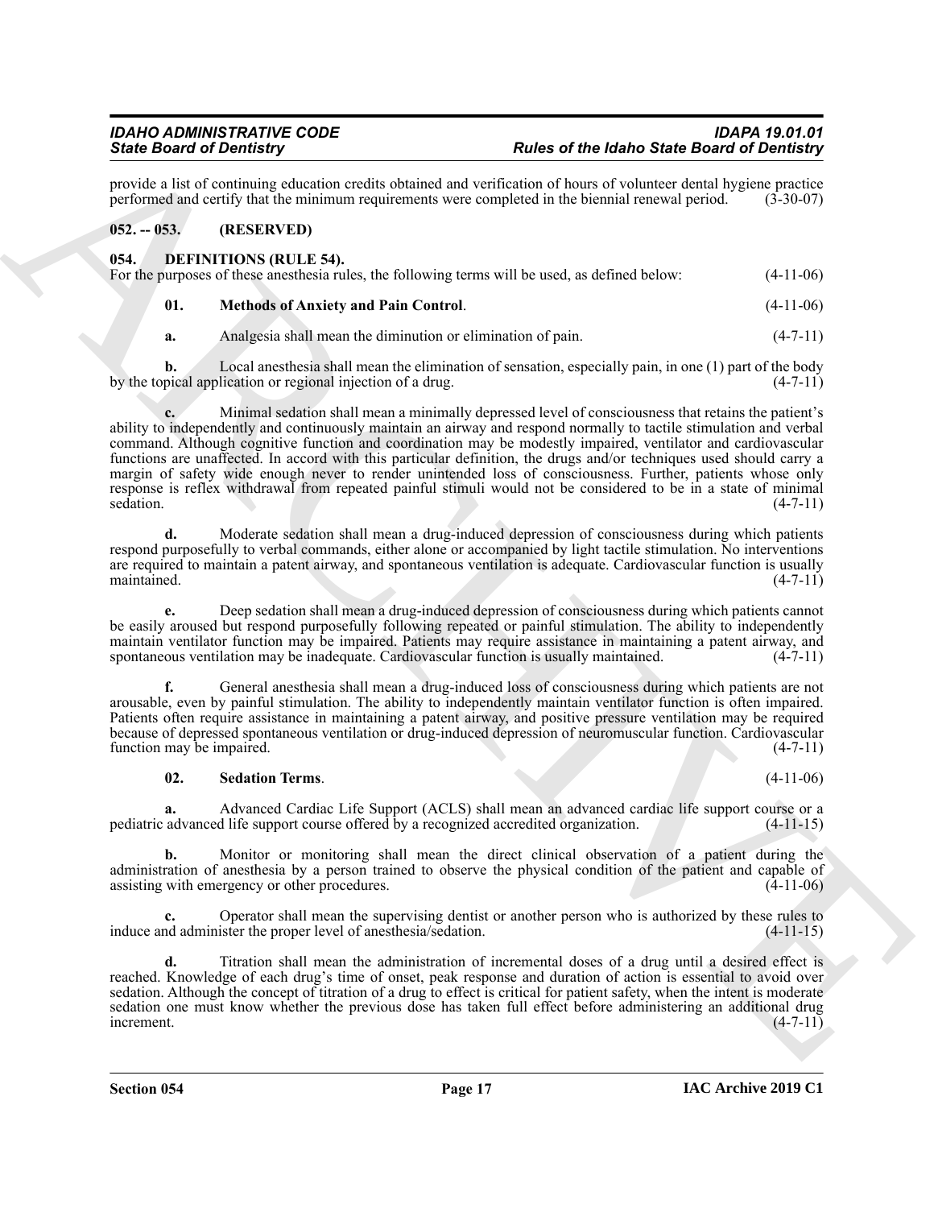provide a list of continuing education credits obtained and verification of hours of volunteer dental hygiene practice performed and certify that the minimum requirements were completed in the biennial renewal period. (3-30-07)

### 052. -- 053. (RESERVED)

### 054. DEFINITIONS (RULE 54).

For the purposes of these anesthesia rules, the following terms will be used, as defined below: (4-11-06)

**01. Methods of Anxiety and Pain Control**. (4-11-06)

**a.** Analgesia shall mean the diminution or elimination of pain. (4-7-11)

**b.** Local anesthesia shall mean the elimination of sensation, especially pain, in one (1) part of the body by the topical application or regional injection of a drug. (4-7-11)

**c.** Minimal sedation shall mean a minimally depressed level of consciousness that retains the patient's ability to independently and continuously maintain an airway and respond normally to tactile stimulation and verbal command. Although cognitive function and coordination may be modestly impaired, ventilator and cardiovascular functions are unaffected. In accord with this particular definition, the drugs and/or techniques used should carry a margin of safety wide enough never to render unintended loss of consciousness. Further, patients whose only response is reflex withdrawal from repeated painful stimuli would not be considered to be in a state of minimal sedation. (4-7-11)

**d.** Moderate sedation shall mean a drug-induced depression of consciousness during which patients respond purposefully to verbal commands, either alone or accompanied by light tactile stimulation. No interventions are required to maintain a patent airway, and spontaneous ventilation is adequate. Cardiovascular function is usually maintained. (4-7-11)

**e.** Deep sedation shall mean a drug-induced depression of consciousness during which patients cannot be easily aroused but respond purposefully following repeated or painful stimulation. The ability to independently maintain ventilator function may be impaired. Patients may require assistance in maintaining a patent airway, and spontaneous ventilation may be inadequate. Cardiovascular function is usually maintained. (4-7-11)

**f.** General anesthesia shall mean a drug-induced loss of consciousness during which patients are not arousable, even by painful stimulation. The ability to independently maintain ventilator function is often impaired. Patients often require assistance in maintaining a patent airway, and positive pressure ventilation may be required because of depressed spontaneous ventilation or drug-induced depression of neuromuscular function. Cardiovascular function may be impaired. (4-7-11)

**02. Sedation Terms**. (4-11-06)

**a.** Advanced Cardiac Life Support (ACLS) shall mean an advanced cardiac life support course or a pediatric advanced life support course offered by a recognized accredited organization. (4-11-15)

**b.** Monitor or monitoring shall mean the direct clinical observation of a patient during the administration of anesthesia by a person trained to observe the physical condition of the patient and capable of assisting with emergency or other procedures. (4-11-06)

**c.** Operator shall mean the supervising dentist or another person who is authorized by these rules to induce and administer the proper level of anesthesia/sedation. (4-11-15)

**d.** Titration shall mean the administration of incremental doses of a drug until a desired effect is reached. Knowledge of each drug's time of onset, peak response and duration of action is essential to avoid over sedation. Although the concept of titration of a drug to effect is critical for patient safety, when the intent is moderate sedation one must know whether the previous dose has taken full effect before administering an additional drug increment. (4-7-11)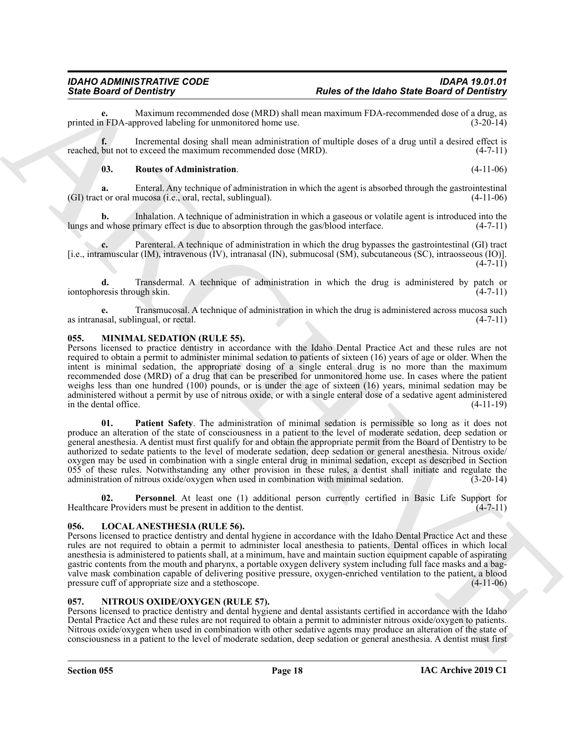**e.** Maximum recommended dose (MRD) shall mean maximum FDA-recommended dose of a drug, as printed in FDA-approved labeling for unmonitored home use. (3-20-14)

**f.** Incremental dosing shall mean administration of multiple doses of a drug until a desired effect is reached, but not to exceed the maximum recommended dose (MRD). (4-7-11)

**03. Routes of Administration**. (4-11-06)

**a.** Enteral. Any technique of administration in which the agent is absorbed through the gastrointestinal (GI) tract or oral mucosa (i.e., oral, rectal, sublingual). (4-11-06)

**b.** Inhalation. A technique of administration in which a gaseous or volatile agent is introduced into the lungs and whose primary effect is due to absorption through the gas/blood interface. (4-7-11)

**c.** Parenteral. A technique of administration in which the drug bypasses the gastrointestinal (GI) tract [i.e., intramuscular (IM), intravenous (IV), intranasal (IN), submucosal (SM), subcutaneous (SC), intraosseous (IO)]. (4-7-11)

**d.** Transdermal. A technique of administration in which the drug is administered by patch or iontophoresis through skin. (4-7-11)

**e.** Transmucosal. A technique of administration in which the drug is administered across mucosa such as intranasal, sublingual, or rectal. (4-7-11)

### 055. MINIMAL SEDATION (RULE 55).

Persons licensed to practice dentistry in accordance with the Idaho Dental Practice Act and these rules are not required to obtain a permit to administer minimal sedation to patients of sixteen (16) years of age or older. When the intent is minimal sedation, the appropriate dosing of a single enteral drug is no more than the maximum recommended dose (MRD) of a drug that can be prescribed for unmonitored home use. In cases where the patient weighs less than one hundred (100) pounds, or is under the age of sixteen (16) years, minimal sedation may be administered without a permit by use of nitrous oxide, or with a single enteral dose of a sedative agent administered in the dental office. (4-11-19)

**01. Patient Safety**. The administration of minimal sedation is permissible so long as it does not produce an alteration of the state of consciousness in a patient to the level of moderate sedation, deep sedation or general anesthesia. A dentist must first qualify for and obtain the appropriate permit from the Board of Dentistry to be authorized to sedate patients to the level of moderate sedation, deep sedation or general anesthesia. Nitrous oxide/oxygen may be used in combination with a single enteral drug in minimal sedation, except as described in Section 055 of these rules. Notwithstanding any other provision in these rules, a dentist shall initiate and regulate the administration of nitrous oxide/oxygen when used in combination with minimal sedation. (3-20-14)

**02. Personnel**. At least one (1) additional person currently certified in Basic Life Support for Healthcare Providers must be present in addition to the dentist. (4-7-11)

### 056. LOCAL ANESTHESIA (RULE 56).

Persons licensed to practice dentistry and dental hygiene in accordance with the Idaho Dental Practice Act and these rules are not required to obtain a permit to administer local anesthesia to patients. Dental offices in which local anesthesia is administered to patients shall, at a minimum, have and maintain suction equipment capable of aspirating gastric contents from the mouth and pharynx, a portable oxygen delivery system including full face masks and a bag-valve mask combination capable of delivering positive pressure, oxygen-enriched ventilation to the patient, a blood pressure cuff of appropriate size and a stethoscope. (4-11-06)

### 057. NITROUS OXIDE/OXYGEN (RULE 57).

Persons licensed to practice dentistry and dental hygiene and dental assistants certified in accordance with the Idaho Dental Practice Act and these rules are not required to obtain a permit to administer nitrous oxide/oxygen to patients. Nitrous oxide/oxygen when used in combination with other sedative agents may produce an alteration of the state of consciousness in a patient to the level of moderate sedation, deep sedation or general anesthesia. A dentist must first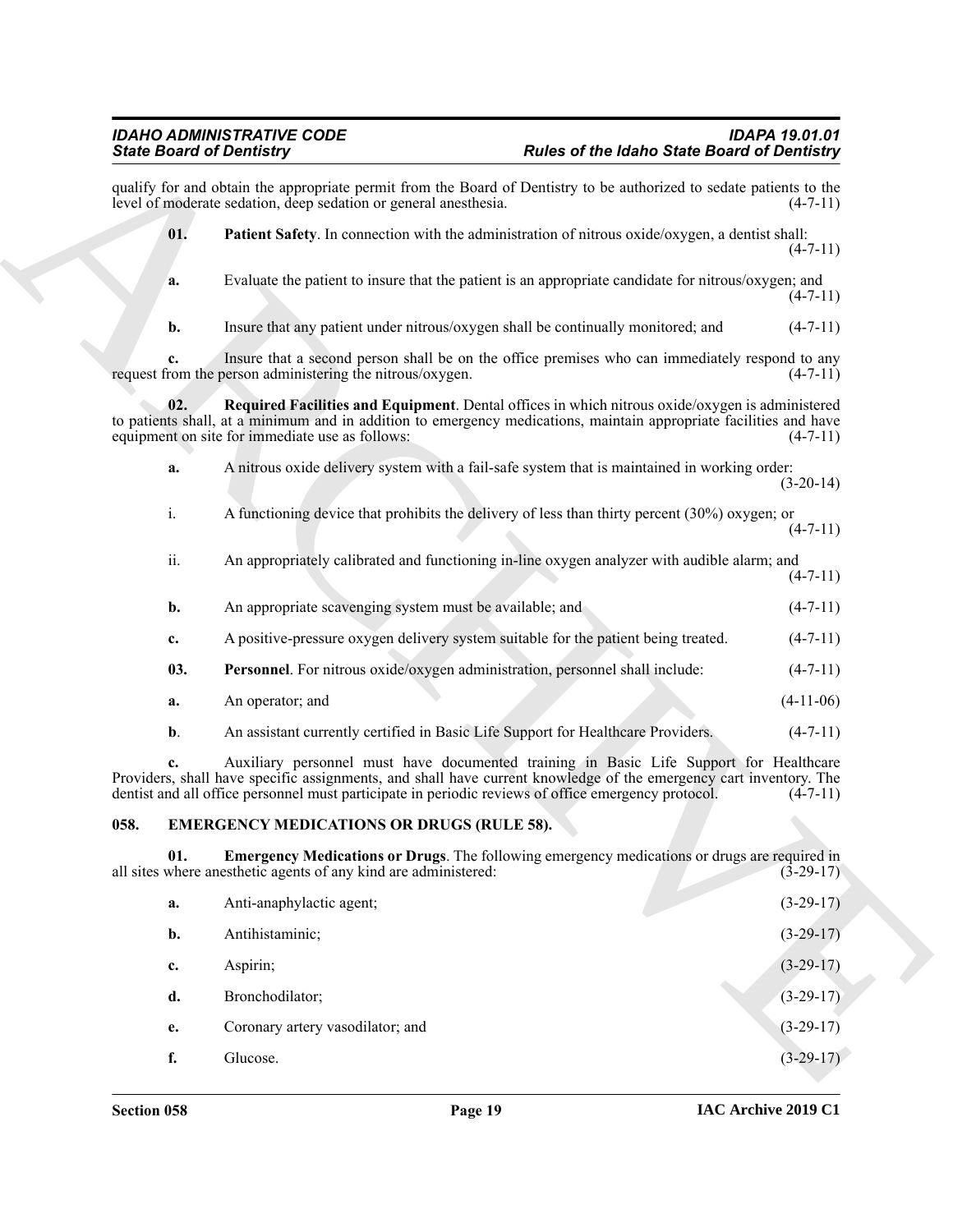qualify for and obtain the appropriate permit from the Board of Dentistry to be authorized to sedate patients to the level of moderate sedation, deep sedation or general anesthesia. (4-7-11)

**01. Patient Safety**. In connection with the administration of nitrous oxide/oxygen, a dentist shall: (4-7-11)

**a.** Evaluate the patient to insure that the patient is an appropriate candidate for nitrous/oxygen; and (4-7-11)

**b.** Insure that any patient under nitrous/oxygen shall be continually monitored; and (4-7-11)

**c.** Insure that a second person shall be on the office premises who can immediately respond to any request from the person administering the nitrous/oxygen. (4-7-11)

**02. Required Facilities and Equipment**. Dental offices in which nitrous oxide/oxygen is administered to patients shall, at a minimum and in addition to emergency medications, maintain appropriate facilities and have equipment on site for immediate use as follows: (4-7-11)

**a.** A nitrous oxide delivery system with a fail-safe system that is maintained in working order: (3-20-14)

i. A functioning device that prohibits the delivery of less than thirty percent (30%) oxygen; or (4-7-11)

ii. An appropriately calibrated and functioning in-line oxygen analyzer with audible alarm; and (4-7-11)

**b.** An appropriate scavenging system must be available; and (4-7-11)

**c.** A positive-pressure oxygen delivery system suitable for the patient being treated. (4-7-11)

**03. Personnel**. For nitrous oxide/oxygen administration, personnel shall include: (4-7-11)

**a.** An operator; and (4-11-06)

**b**. An assistant currently certified in Basic Life Support for Healthcare Providers. (4-7-11)

**c.** Auxiliary personnel must have documented training in Basic Life Support for Healthcare Providers, shall have specific assignments, and shall have current knowledge of the emergency cart inventory. The dentist and all office personnel must participate in periodic reviews of office emergency protocol. (4-7-11)

## 058. EMERGENCY MEDICATIONS OR DRUGS (RULE 58).

**01. Emergency Medications or Drugs**. The following emergency medications or drugs are required in all sites where anesthetic agents of any kind are administered: (3-29-17)

**a.** Anti-anaphylactic agent; (3-29-17)

**b.** Antihistaminic; (3-29-17)

**c.** Aspirin; (3-29-17)

**d.** Bronchodilator; (3-29-17)

**e.** Coronary artery vasodilator; and (3-29-17)

**f.** Glucose. (3-29-17)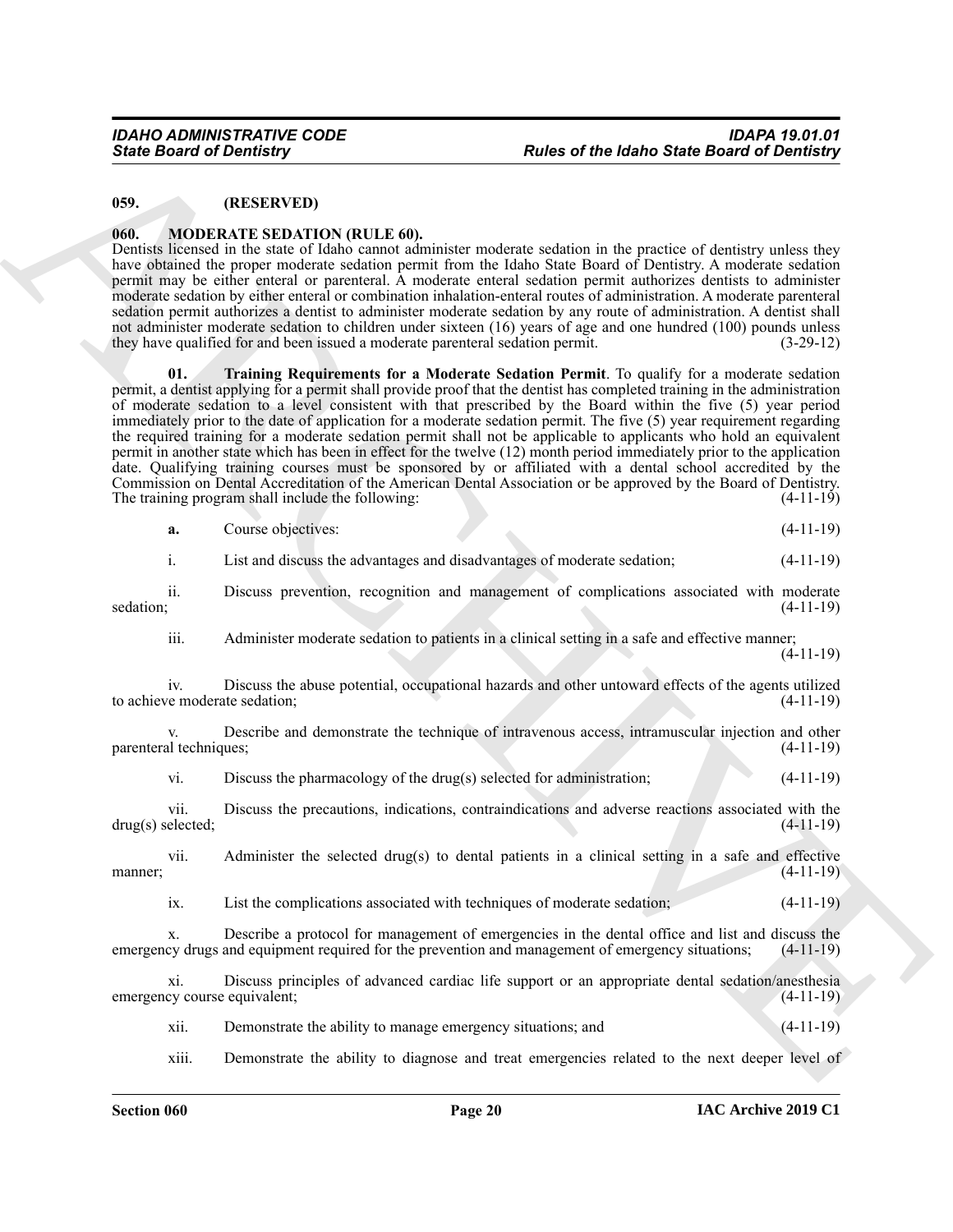**059. (RESERVED)**

**060. MODERATE SEDATION (RULE 60).**

Dentists licensed in the state of Idaho cannot administer moderate sedation in the practice of dentistry unless they have obtained the proper moderate sedation permit from the Idaho State Board of Dentistry. A moderate sedation permit may be either enteral or parenteral. A moderate enteral sedation permit authorizes dentists to administer moderate sedation by either enteral or combination inhalation-enteral routes of administration. A moderate parenteral sedation permit authorizes a dentist to administer moderate sedation by any route of administration. A dentist shall not administer moderate sedation to children under sixteen (16) years of age and one hundred (100) pounds unless they have qualified for and been issued a moderate parenteral sedation permit. (3-29-12)

**01. Training Requirements for a Moderate Sedation Permit**. To qualify for a moderate sedation permit, a dentist applying for a permit shall provide proof that the dentist has completed training in the administration of moderate sedation to a level consistent with that prescribed by the Board within the five (5) year period immediately prior to the date of application for a moderate sedation permit. The five (5) year requirement regarding the required training for a moderate sedation permit shall not be applicable to applicants who hold an equivalent permit in another state which has been in effect for the twelve (12) month period immediately prior to the application date. Qualifying training courses must be sponsored by or affiliated with a dental school accredited by the Commission on Dental Accreditation of the American Dental Association or be approved by the Board of Dentistry. The training program shall include the following: (4-11-19)

**a.** Course objectives: (4-11-19)

i. List and discuss the advantages and disadvantages of moderate sedation; (4-11-19)

ii. Discuss prevention, recognition and management of complications associated with moderate sedation; (4-11-19)

iii. Administer moderate sedation to patients in a clinical setting in a safe and effective manner; (4-11-19)

iv. Discuss the abuse potential, occupational hazards and other untoward effects of the agents utilized to achieve moderate sedation; (4-11-19)

v. Describe and demonstrate the technique of intravenous access, intramuscular injection and other parenteral techniques; (4-11-19)

vi. Discuss the pharmacology of the drug(s) selected for administration; (4-11-19)

vii. Discuss the precautions, indications, contraindications and adverse reactions associated with the drug(s) selected; (4-11-19)

vii. Administer the selected drug(s) to dental patients in a clinical setting in a safe and effective manner; (4-11-19)

ix. List the complications associated with techniques of moderate sedation; (4-11-19)

x. Describe a protocol for management of emergencies in the dental office and list and discuss the emergency drugs and equipment required for the prevention and management of emergency situations; (4-11-19)

xi. Discuss principles of advanced cardiac life support or an appropriate dental sedation/anesthesia emergency course equivalent; (4-11-19)

xii. Demonstrate the ability to manage emergency situations; and (4-11-19)

xiii. Demonstrate the ability to diagnose and treat emergencies related to the next deeper level of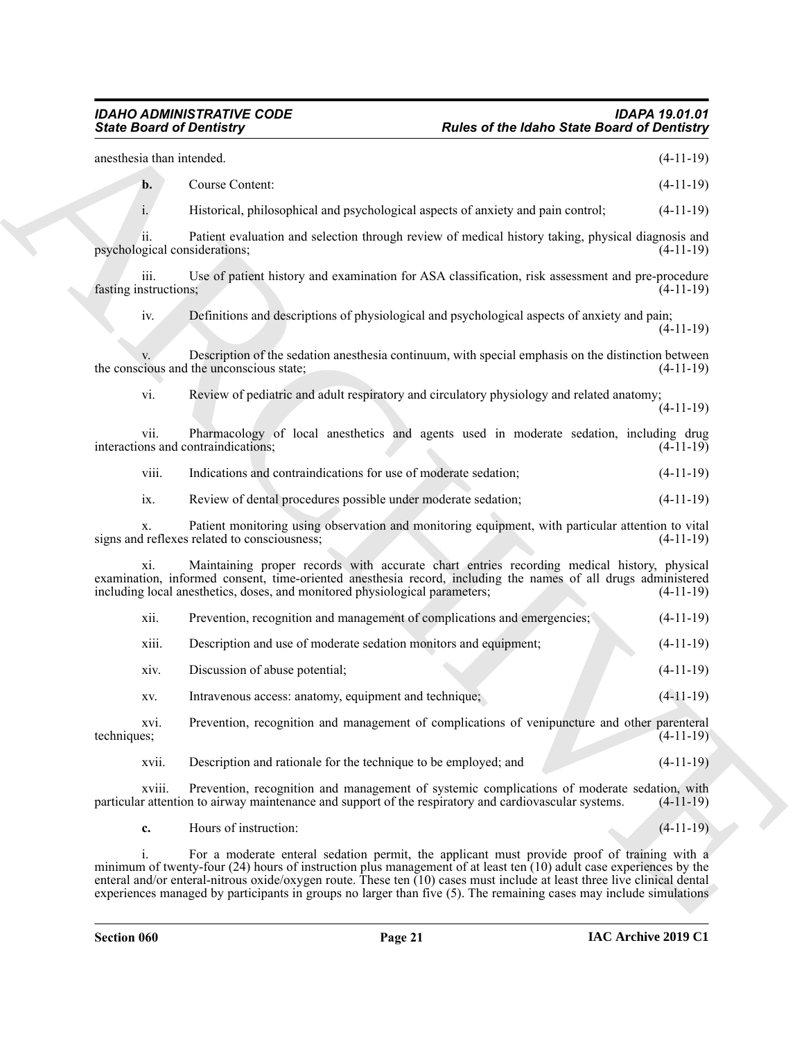anesthesia than intended. (4-11-19)

**b.** Course Content: (4-11-19)

i. Historical, philosophical and psychological aspects of anxiety and pain control; (4-11-19)

ii. Patient evaluation and selection through review of medical history taking, physical diagnosis and psychological considerations; (4-11-19)

iii. Use of patient history and examination for ASA classification, risk assessment and pre-procedure fasting instructions; (4-11-19)

iv. Definitions and descriptions of physiological and psychological aspects of anxiety and pain; (4-11-19)

v. Description of the sedation anesthesia continuum, with special emphasis on the distinction between the conscious and the unconscious state; (4-11-19)

vi. Review of pediatric and adult respiratory and circulatory physiology and related anatomy; (4-11-19)

vii. Pharmacology of local anesthetics and agents used in moderate sedation, including drug interactions and contraindications; (4-11-19)

viii. Indications and contraindications for use of moderate sedation; (4-11-19)

ix. Review of dental procedures possible under moderate sedation; (4-11-19)

x. Patient monitoring using observation and monitoring equipment, with particular attention to vital signs and reflexes related to consciousness; (4-11-19)

xi. Maintaining proper records with accurate chart entries recording medical history, physical examination, informed consent, time-oriented anesthesia record, including the names of all drugs administered including local anesthetics, doses, and monitored physiological parameters; (4-11-19)

xii. Prevention, recognition and management of complications and emergencies; (4-11-19)

xiii. Description and use of moderate sedation monitors and equipment; (4-11-19)

xiv. Discussion of abuse potential; (4-11-19)

xv. Intravenous access: anatomy, equipment and technique; (4-11-19)

xvi. Prevention, recognition and management of complications of venipuncture and other parenteral techniques; (4-11-19)

xvii. Description and rationale for the technique to be employed; and (4-11-19)

xviii. Prevention, recognition and management of systemic complications of moderate sedation, with particular attention to airway maintenance and support of the respiratory and cardiovascular systems. (4-11-19)

**c.** Hours of instruction: (4-11-19)

i. For a moderate enteral sedation permit, the applicant must provide proof of training with a minimum of twenty-four (24) hours of instruction plus management of at least ten (10) adult case experiences by the enteral and/or enteral-nitrous oxide/oxygen route. These ten (10) cases must include at least three live clinical dental experiences managed by participants in groups no larger than five (5). The remaining cases may include simulations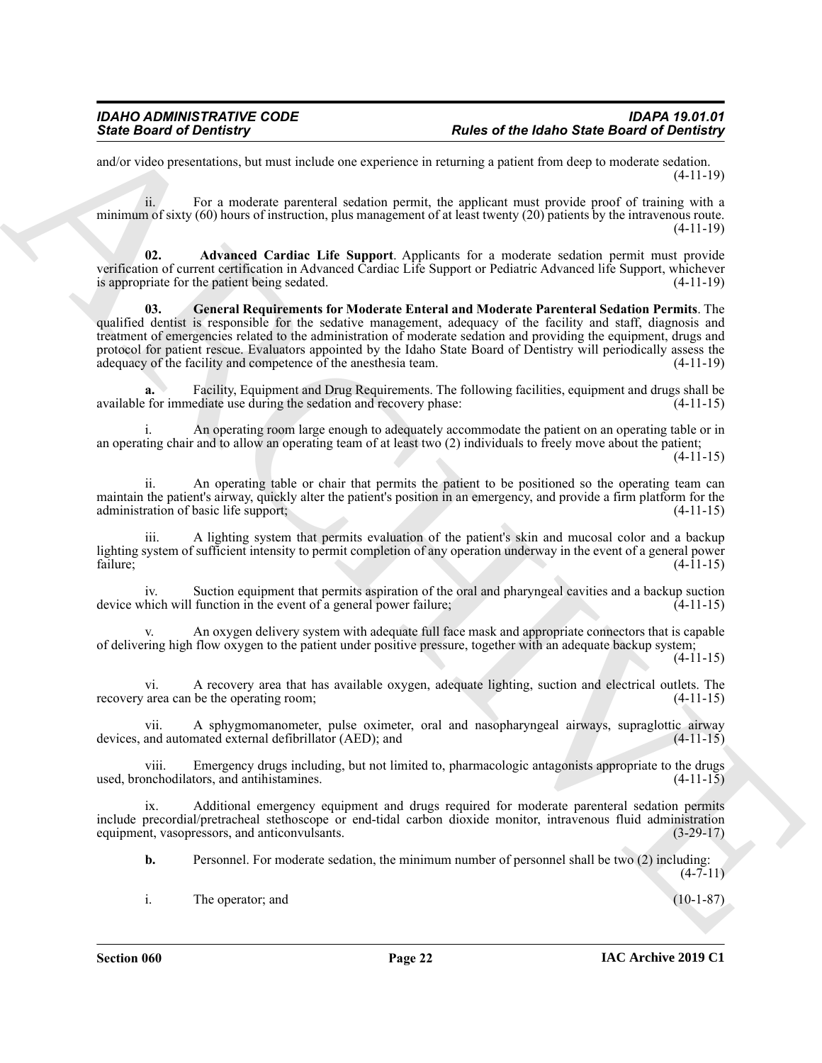and/or video presentations, but must include one experience in returning a patient from deep to moderate sedation. (4-11-19)

ii. For a moderate parenteral sedation permit, the applicant must provide proof of training with a minimum of sixty (60) hours of instruction, plus management of at least twenty (20) patients by the intravenous route. (4-11-19)

**02. Advanced Cardiac Life Support**. Applicants for a moderate sedation permit must provide verification of current certification in Advanced Cardiac Life Support or Pediatric Advanced life Support, whichever is appropriate for the patient being sedated. (4-11-19)

**03. General Requirements for Moderate Enteral and Moderate Parenteral Sedation Permits**. The qualified dentist is responsible for the sedative management, adequacy of the facility and staff, diagnosis and treatment of emergencies related to the administration of moderate sedation and providing the equipment, drugs and protocol for patient rescue. Evaluators appointed by the Idaho State Board of Dentistry will periodically assess the adequacy of the facility and competence of the anesthesia team. (4-11-19)

**a.** Facility, Equipment and Drug Requirements. The following facilities, equipment and drugs shall be available for immediate use during the sedation and recovery phase: (4-11-15)

i. An operating room large enough to adequately accommodate the patient on an operating table or in an operating chair and to allow an operating team of at least two (2) individuals to freely move about the patient; (4-11-15)

ii. An operating table or chair that permits the patient to be positioned so the operating team can maintain the patient's airway, quickly alter the patient's position in an emergency, and provide a firm platform for the administration of basic life support; (4-11-15)

iii. A lighting system that permits evaluation of the patient's skin and mucosal color and a backup lighting system of sufficient intensity to permit completion of any operation underway in the event of a general power failure; (4-11-15)

iv. Suction equipment that permits aspiration of the oral and pharyngeal cavities and a backup suction device which will function in the event of a general power failure; (4-11-15)

v. An oxygen delivery system with adequate full face mask and appropriate connectors that is capable of delivering high flow oxygen to the patient under positive pressure, together with an adequate backup system; (4-11-15)

vi. A recovery area that has available oxygen, adequate lighting, suction and electrical outlets. The recovery area can be the operating room; (4-11-15)

vii. A sphygmomanometer, pulse oximeter, oral and nasopharyngeal airways, supraglottic airway devices, and automated external defibrillator (AED); and (4-11-15)

viii. Emergency drugs including, but not limited to, pharmacologic antagonists appropriate to the drugs used, bronchodilators, and antihistamines. (4-11-15)

ix. Additional emergency equipment and drugs required for moderate parenteral sedation permits include precordial/pretracheal stethoscope or end-tidal carbon dioxide monitor, intravenous fluid administration equipment, vasopressors, and anticonvulsants. (3-29-17)

**b.** Personnel. For moderate sedation, the minimum number of personnel shall be two (2) including: (4-7-11)

i. The operator; and (10-1-87)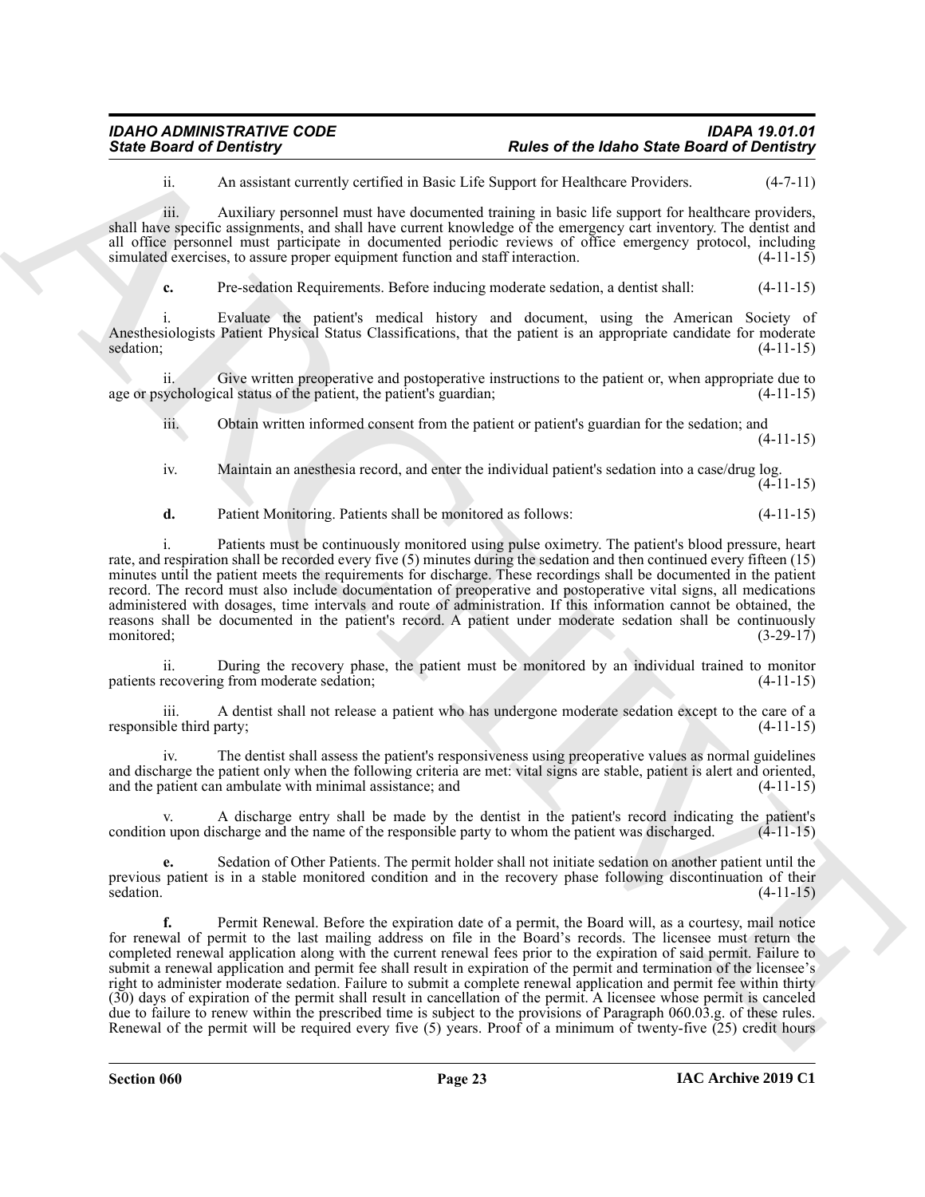ii. An assistant currently certified in Basic Life Support for Healthcare Providers. (4-7-11)

iii. Auxiliary personnel must have documented training in basic life support for healthcare providers, shall have specific assignments, and shall have current knowledge of the emergency cart inventory. The dentist and all office personnel must participate in documented periodic reviews of office emergency protocol, including simulated exercises, to assure proper equipment function and staff interaction. (4-11-15)

**c.** Pre-sedation Requirements. Before inducing moderate sedation, a dentist shall: (4-11-15)

i. Evaluate the patient's medical history and document, using the American Society of Anesthesiologists Patient Physical Status Classifications, that the patient is an appropriate candidate for moderate sedation; (4-11-15)

ii. Give written preoperative and postoperative instructions to the patient or, when appropriate due to age or psychological status of the patient, the patient's guardian; (4-11-15)

iii. Obtain written informed consent from the patient or patient's guardian for the sedation; and (4-11-15)

iv. Maintain an anesthesia record, and enter the individual patient's sedation into a case/drug log. (4-11-15)

**d.** Patient Monitoring. Patients shall be monitored as follows: (4-11-15)

i. Patients must be continuously monitored using pulse oximetry. The patient's blood pressure, heart rate, and respiration shall be recorded every five (5) minutes during the sedation and then continued every fifteen (15) minutes until the patient meets the requirements for discharge. These recordings shall be documented in the patient record. The record must also include documentation of preoperative and postoperative vital signs, all medications administered with dosages, time intervals and route of administration. If this information cannot be obtained, the reasons shall be documented in the patient's record. A patient under moderate sedation shall be continuously monitored; (3-29-17)

ii. During the recovery phase, the patient must be monitored by an individual trained to monitor patients recovering from moderate sedation; (4-11-15)

iii. A dentist shall not release a patient who has undergone moderate sedation except to the care of a responsible third party; (4-11-15)

iv. The dentist shall assess the patient's responsiveness using preoperative values as normal guidelines and discharge the patient only when the following criteria are met: vital signs are stable, patient is alert and oriented, and the patient can ambulate with minimal assistance; and (4-11-15)

v. A discharge entry shall be made by the dentist in the patient's record indicating the patient's condition upon discharge and the name of the responsible party to whom the patient was discharged. (4-11-15)

**e.** Sedation of Other Patients. The permit holder shall not initiate sedation on another patient until the previous patient is in a stable monitored condition and in the recovery phase following discontinuation of their sedation. (4-11-15)

**f.** Permit Renewal. Before the expiration date of a permit, the Board will, as a courtesy, mail notice for renewal of permit to the last mailing address on file in the Board's records. The licensee must return the completed renewal application along with the current renewal fees prior to the expiration of said permit. Failure to submit a renewal application and permit fee shall result in expiration of the permit and termination of the licensee's right to administer moderate sedation. Failure to submit a complete renewal application and permit fee within thirty (30) days of expiration of the permit shall result in cancellation of the permit. A licensee whose permit is canceled due to failure to renew within the prescribed time is subject to the provisions of Paragraph 060.03.g. of these rules. Renewal of the permit will be required every five (5) years. Proof of a minimum of twenty-five (25) credit hours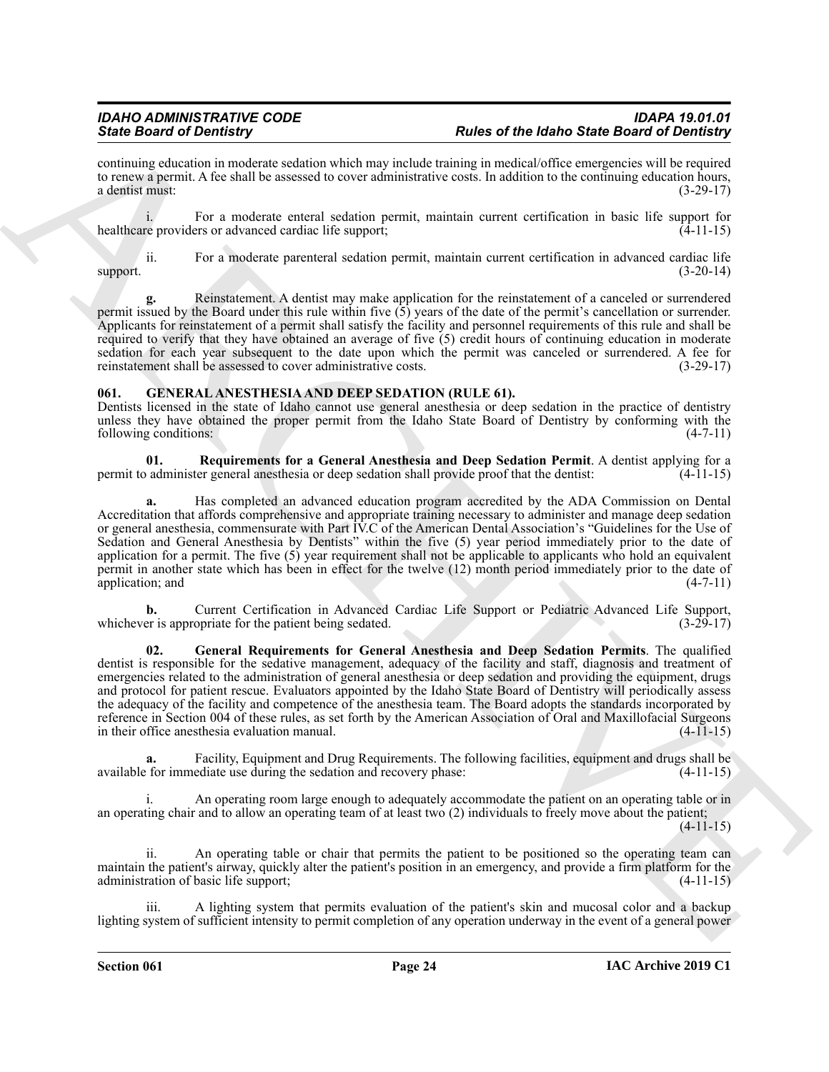continuing education in moderate sedation which may include training in medical/office emergencies will be required to renew a permit. A fee shall be assessed to cover administrative costs. In addition to the continuing education hours, a dentist must: (3-29-17)

i. For a moderate enteral sedation permit, maintain current certification in basic life support for healthcare providers or advanced cardiac life support; (4-11-15)

ii. For a moderate parenteral sedation permit, maintain current certification in advanced cardiac life support. (3-20-14)

**g.** Reinstatement. A dentist may make application for the reinstatement of a canceled or surrendered permit issued by the Board under this rule within five (5) years of the date of the permit's cancellation or surrender. Applicants for reinstatement of a permit shall satisfy the facility and personnel requirements of this rule and shall be required to verify that they have obtained an average of five (5) credit hours of continuing education in moderate sedation for each year subsequent to the date upon which the permit was canceled or surrendered. A fee for reinstatement shall be assessed to cover administrative costs. (3-29-17)

## 061. GENERAL ANESTHESIA AND DEEP SEDATION (RULE 61).

Dentists licensed in the state of Idaho cannot use general anesthesia or deep sedation in the practice of dentistry unless they have obtained the proper permit from the Idaho State Board of Dentistry by conforming with the following conditions: (4-7-11)

**01. Requirements for a General Anesthesia and Deep Sedation Permit**. A dentist applying for a permit to administer general anesthesia or deep sedation shall provide proof that the dentist: (4-11-15)

**a.** Has completed an advanced education program accredited by the ADA Commission on Dental Accreditation that affords comprehensive and appropriate training necessary to administer and manage deep sedation or general anesthesia, commensurate with Part IV.C of the American Dental Association's "Guidelines for the Use of Sedation and General Anesthesia by Dentists" within the five (5) year period immediately prior to the date of application for a permit. The five (5) year requirement shall not be applicable to applicants who hold an equivalent permit in another state which has been in effect for the twelve (12) month period immediately prior to the date of application; and (4-7-11)

**b.** Current Certification in Advanced Cardiac Life Support or Pediatric Advanced Life Support, whichever is appropriate for the patient being sedated. (3-29-17)

**02. General Requirements for General Anesthesia and Deep Sedation Permits**. The qualified dentist is responsible for the sedative management, adequacy of the facility and staff, diagnosis and treatment of emergencies related to the administration of general anesthesia or deep sedation and providing the equipment, drugs and protocol for patient rescue. Evaluators appointed by the Idaho State Board of Dentistry will periodically assess the adequacy of the facility and competence of the anesthesia team. The Board adopts the standards incorporated by reference in Section 004 of these rules, as set forth by the American Association of Oral and Maxillofacial Surgeons in their office anesthesia evaluation manual. (4-11-15)

**a.** Facility, Equipment and Drug Requirements. The following facilities, equipment and drugs shall be available for immediate use during the sedation and recovery phase: (4-11-15)

i. An operating room large enough to adequately accommodate the patient on an operating table or in an operating chair and to allow an operating team of at least two (2) individuals to freely move about the patient; (4-11-15)

ii. An operating table or chair that permits the patient to be positioned so the operating team can maintain the patient's airway, quickly alter the patient's position in an emergency, and provide a firm platform for the administration of basic life support; (4-11-15)

iii. A lighting system that permits evaluation of the patient's skin and mucosal color and a backup lighting system of sufficient intensity to permit completion of any operation underway in the event of a general power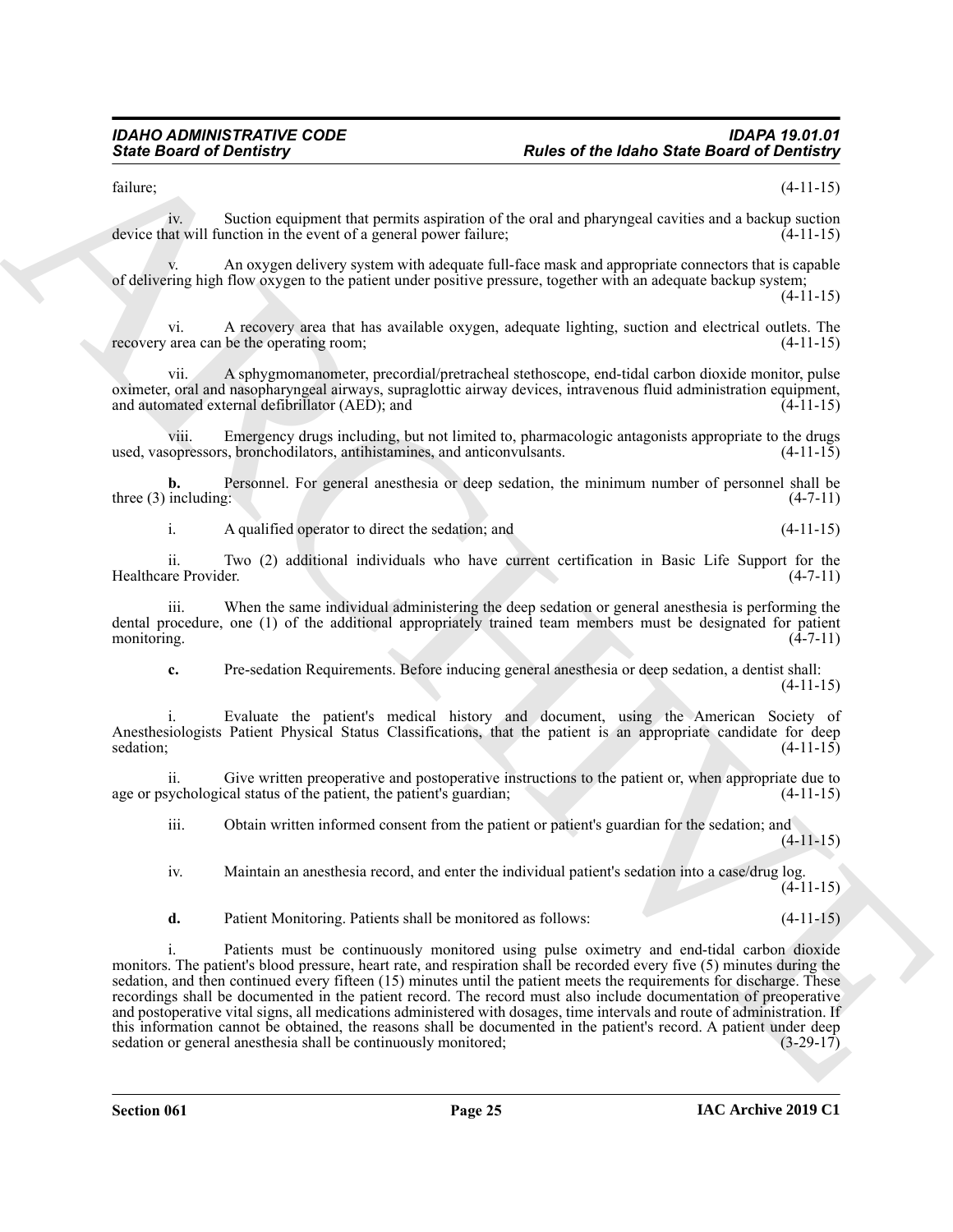failure; (4-11-15)

iv. Suction equipment that permits aspiration of the oral and pharyngeal cavities and a backup suction device that will function in the event of a general power failure; (4-11-15)

v. An oxygen delivery system with adequate full-face mask and appropriate connectors that is capable of delivering high flow oxygen to the patient under positive pressure, together with an adequate backup system; (4-11-15)

vi. A recovery area that has available oxygen, adequate lighting, suction and electrical outlets. The recovery area can be the operating room; (4-11-15)

vii. A sphygmomanometer, precordial/pretracheal stethoscope, end-tidal carbon dioxide monitor, pulse oximeter, oral and nasopharyngeal airways, supraglottic airway devices, intravenous fluid administration equipment, and automated external defibrillator (AED); and (4-11-15)

viii. Emergency drugs including, but not limited to, pharmacologic antagonists appropriate to the drugs used, vasopressors, bronchodilators, antihistamines, and anticonvulsants. (4-11-15)

**b.** Personnel. For general anesthesia or deep sedation, the minimum number of personnel shall be three (3) including: (4-7-11)

i. A qualified operator to direct the sedation; and (4-11-15)

ii. Two (2) additional individuals who have current certification in Basic Life Support for the Healthcare Provider. (4-7-11)

iii. When the same individual administering the deep sedation or general anesthesia is performing the dental procedure, one (1) of the additional appropriately trained team members must be designated for patient monitoring. (4-7-11)

**c.** Pre-sedation Requirements. Before inducing general anesthesia or deep sedation, a dentist shall: (4-11-15)

i. Evaluate the patient's medical history and document, using the American Society of Anesthesiologists Patient Physical Status Classifications, that the patient is an appropriate candidate for deep sedation; (4-11-15)

ii. Give written preoperative and postoperative instructions to the patient or, when appropriate due to age or psychological status of the patient, the patient's guardian; (4-11-15)

iii. Obtain written informed consent from the patient or patient's guardian for the sedation; and (4-11-15)

iv. Maintain an anesthesia record, and enter the individual patient's sedation into a case/drug log. (4-11-15)

**d.** Patient Monitoring. Patients shall be monitored as follows: (4-11-15)

i. Patients must be continuously monitored using pulse oximetry and end-tidal carbon dioxide monitors. The patient's blood pressure, heart rate, and respiration shall be recorded every five (5) minutes during the sedation, and then continued every fifteen (15) minutes until the patient meets the requirements for discharge. These recordings shall be documented in the patient record. The record must also include documentation of preoperative and postoperative vital signs, all medications administered with dosages, time intervals and route of administration. If this information cannot be obtained, the reasons shall be documented in the patient's record. A patient under deep sedation or general anesthesia shall be continuously monitored; (3-29-17)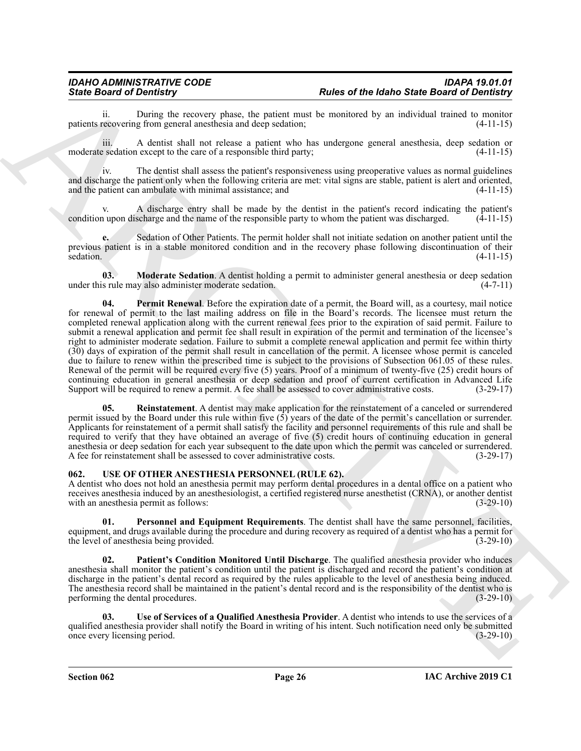ii. During the recovery phase, the patient must be monitored by an individual trained to monitor patients recovering from general anesthesia and deep sedation; (4-11-15)

iii. A dentist shall not release a patient who has undergone general anesthesia, deep sedation or moderate sedation except to the care of a responsible third party; (4-11-15)

iv. The dentist shall assess the patient's responsiveness using preoperative values as normal guidelines and discharge the patient only when the following criteria are met: vital signs are stable, patient is alert and oriented, and the patient can ambulate with minimal assistance; and (4-11-15)

v. A discharge entry shall be made by the dentist in the patient's record indicating the patient's condition upon discharge and the name of the responsible party to whom the patient was discharged. (4-11-15)

**e.** Sedation of Other Patients. The permit holder shall not initiate sedation on another patient until the previous patient is in a stable monitored condition and in the recovery phase following discontinuation of their sedation. (4-11-15)

**03. Moderate Sedation**. A dentist holding a permit to administer general anesthesia or deep sedation under this rule may also administer moderate sedation. (4-7-11)

**04. Permit Renewal**. Before the expiration date of a permit, the Board will, as a courtesy, mail notice for renewal of permit to the last mailing address on file in the Board's records. The licensee must return the completed renewal application along with the current renewal fees prior to the expiration of said permit. Failure to submit a renewal application and permit fee shall result in expiration of the permit and termination of the licensee's right to administer moderate sedation. Failure to submit a complete renewal application and permit fee within thirty (30) days of expiration of the permit shall result in cancellation of the permit. A licensee whose permit is canceled due to failure to renew within the prescribed time is subject to the provisions of Subsection 061.05 of these rules. Renewal of the permit will be required every five (5) years. Proof of a minimum of twenty-five (25) credit hours of continuing education in general anesthesia or deep sedation and proof of current certification in Advanced Life Support will be required to renew a permit. A fee shall be assessed to cover administrative costs. (3-29-17)

**05. Reinstatement**. A dentist may make application for the reinstatement of a canceled or surrendered permit issued by the Board under this rule within five (5) years of the date of the permit's cancellation or surrender. Applicants for reinstatement of a permit shall satisfy the facility and personnel requirements of this rule and shall be required to verify that they have obtained an average of five (5) credit hours of continuing education in general anesthesia or deep sedation for each year subsequent to the date upon which the permit was canceled or surrendered. A fee for reinstatement shall be assessed to cover administrative costs. (3-29-17)

## 062. USE OF OTHER ANESTHESIA PERSONNEL (RULE 62).

A dentist who does not hold an anesthesia permit may perform dental procedures in a dental office on a patient who receives anesthesia induced by an anesthesiologist, a certified registered nurse anesthetist (CRNA), or another dentist with an anesthesia permit as follows: (3-29-10)

**01. Personnel and Equipment Requirements**. The dentist shall have the same personnel, facilities, equipment, and drugs available during the procedure and during recovery as required of a dentist who has a permit for the level of anesthesia being provided. (3-29-10)

**02. Patient's Condition Monitored Until Discharge**. The qualified anesthesia provider who induces anesthesia shall monitor the patient's condition until the patient is discharged and record the patient's condition at discharge in the patient's dental record as required by the rules applicable to the level of anesthesia being induced. The anesthesia record shall be maintained in the patient's dental record and is the responsibility of the dentist who is performing the dental procedures. (3-29-10)

**03. Use of Services of a Qualified Anesthesia Provider**. A dentist who intends to use the services of a qualified anesthesia provider shall notify the Board in writing of his intent. Such notification need only be submitted once every licensing period. (3-29-10)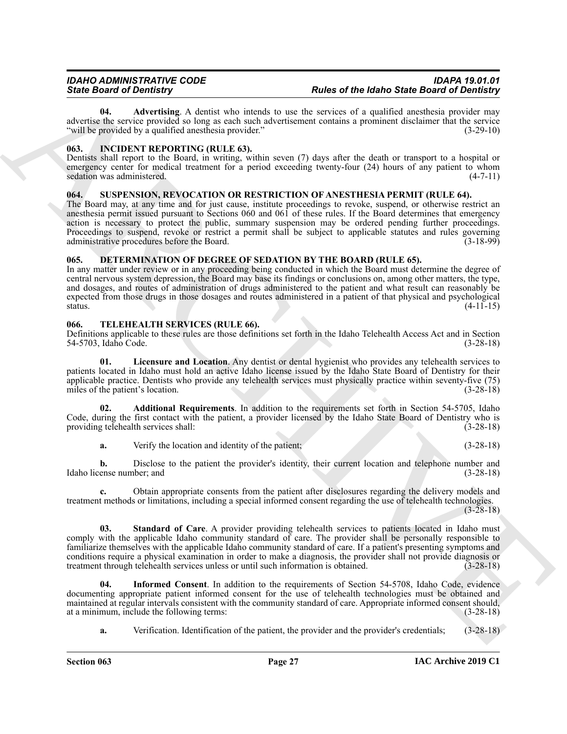**04. Advertising**. A dentist who intends to use the services of a qualified anesthesia provider may advertise the service provided so long as each such advertisement contains a prominent disclaimer that the service "will be provided by a qualified anesthesia provider." (3-29-10)

## 063. INCIDENT REPORTING (RULE 63).

Dentists shall report to the Board, in writing, within seven (7) days after the death or transport to a hospital or emergency center for medical treatment for a period exceeding twenty-four (24) hours of any patient to whom sedation was administered. (4-7-11)

## 064. SUSPENSION, REVOCATION OR RESTRICTION OF ANESTHESIA PERMIT (RULE 64).

The Board may, at any time and for just cause, institute proceedings to revoke, suspend, or otherwise restrict an anesthesia permit issued pursuant to Sections 060 and 061 of these rules. If the Board determines that emergency action is necessary to protect the public, summary suspension may be ordered pending further proceedings. Proceedings to suspend, revoke or restrict a permit shall be subject to applicable statutes and rules governing administrative procedures before the Board. (3-18-99)

## 065. DETERMINATION OF DEGREE OF SEDATION BY THE BOARD (RULE 65).

In any matter under review or in any proceeding being conducted in which the Board must determine the degree of central nervous system depression, the Board may base its findings or conclusions on, among other matters, the type, and dosages, and routes of administration of drugs administered to the patient and what result can reasonably be expected from those drugs in those dosages and routes administered in a patient of that physical and psychological status. (4-11-15)

## 066. TELEHEALTH SERVICES (RULE 66).

Definitions applicable to these rules are those definitions set forth in the Idaho Telehealth Access Act and in Section 54-5703, Idaho Code. (3-28-18)

**01. Licensure and Location**. Any dentist or dental hygienist who provides any telehealth services to patients located in Idaho must hold an active Idaho license issued by the Idaho State Board of Dentistry for their applicable practice. Dentists who provide any telehealth services must physically practice within seventy-five (75) miles of the patient's location. (3-28-18)

**02. Additional Requirements**. In addition to the requirements set forth in Section 54-5705, Idaho Code, during the first contact with the patient, a provider licensed by the Idaho State Board of Dentistry who is providing telehealth services shall: (3-28-18)

**a.** Verify the location and identity of the patient; (3-28-18)

**b.** Disclose to the patient the provider's identity, their current location and telephone number and Idaho license number; and (3-28-18)

**c.** Obtain appropriate consents from the patient after disclosures regarding the delivery models and treatment methods or limitations, including a special informed consent regarding the use of telehealth technologies. (3-28-18)

**03. Standard of Care**. A provider providing telehealth services to patients located in Idaho must comply with the applicable Idaho community standard of care. The provider shall be personally responsible to familiarize themselves with the applicable Idaho community standard of care. If a patient's presenting symptoms and conditions require a physical examination in order to make a diagnosis, the provider shall not provide diagnosis or treatment through telehealth services unless or until such information is obtained. (3-28-18)

**04. Informed Consent**. In addition to the requirements of Section 54-5708, Idaho Code, evidence documenting appropriate patient informed consent for the use of telehealth technologies must be obtained and maintained at regular intervals consistent with the community standard of care. Appropriate informed consent should, at a minimum, include the following terms: (3-28-18)

**a.** Verification. Identification of the patient, the provider and the provider's credentials; (3-28-18)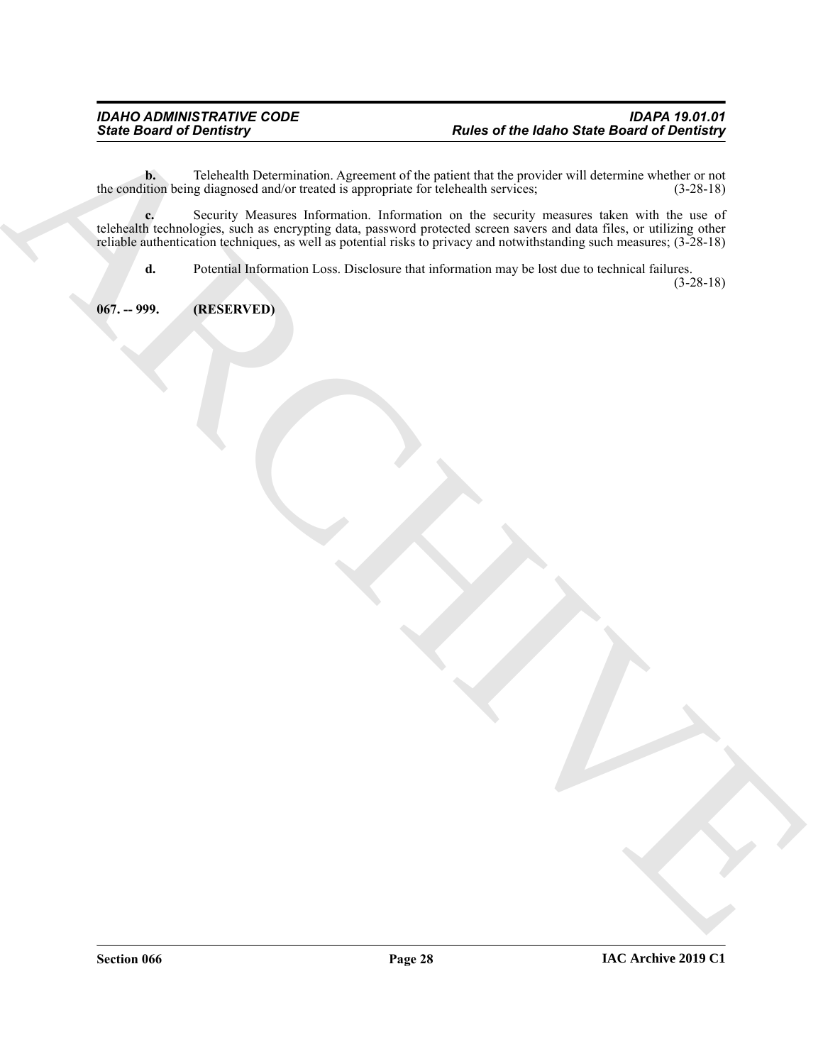**b.** Telehealth Determination. Agreement of the patient that the provider will determine whether or not the condition being diagnosed and/or treated is appropriate for telehealth services; (3-28-18)

**c.** Security Measures Information. Information on the security measures taken with the use of telehealth technologies, such as encrypting data, password protected screen savers and data files, or utilizing other reliable authentication techniques, as well as potential risks to privacy and notwithstanding such measures; (3-28-18)

**d.** Potential Information Loss. Disclosure that information may be lost due to technical failures. (3-28-18)

**067. -- 999. (RESERVED)**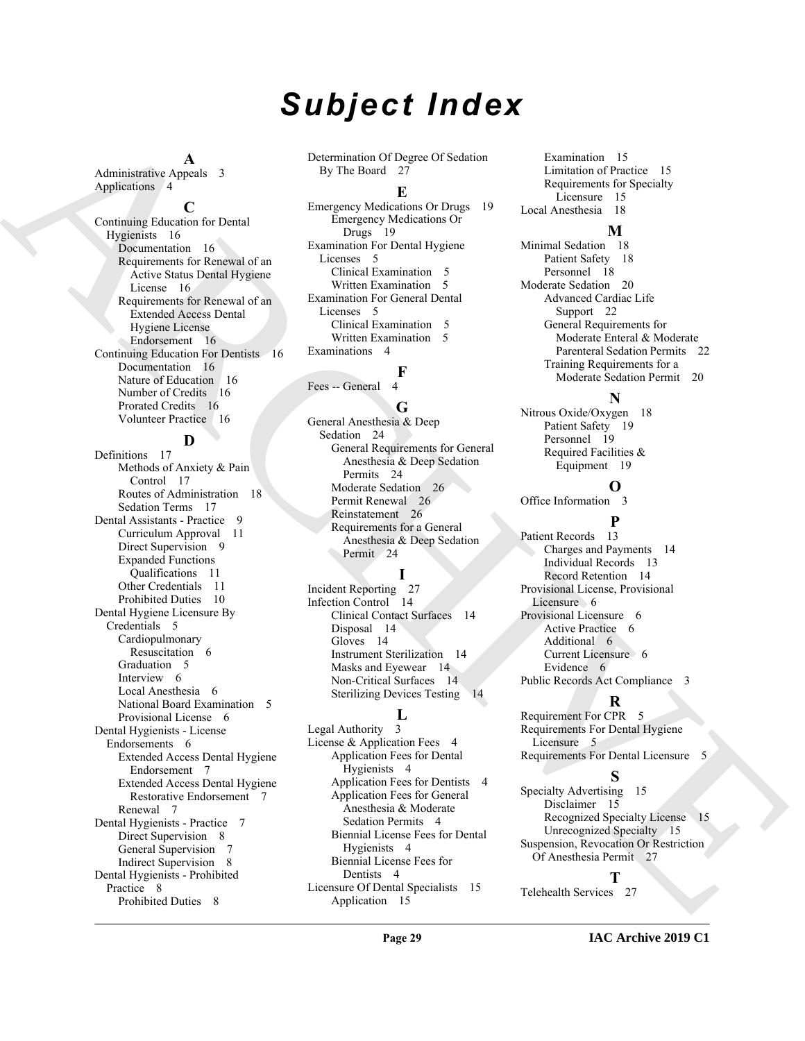# Subject Index

**A**

Administrative Appeals 3
Applications 4

**C**

Continuing Education for Dental Hygienists 16
- Documentation 16
- Requirements for Renewal of an Active Status Dental Hygiene License 16
- Requirements for Renewal of an Extended Access Dental Hygiene License Endorsement 16

Continuing Education For Dentists 16
- Documentation 16
- Nature of Education 16
- Number of Credits 16
- Prorated Credits 16
- Volunteer Practice 16

**D**

Definitions 17
- Methods of Anxiety & Pain Control 17
- Routes of Administration 18
- Sedation Terms 17

Dental Assistants - Practice 9
- Curriculum Approval 11
- Direct Supervision 9
- Expanded Functions Qualifications 11
- Other Credentials 11
- Prohibited Duties 10

Dental Hygiene Licensure By Credentials 5
- Cardiopulmonary Resuscitation 6
- Graduation 5
- Interview 6
- Local Anesthesia 6
- National Board Examination 5
- Provisional License 6

Dental Hygienists - License Endorsements 6
- Extended Access Dental Hygiene Endorsement 7
- Extended Access Dental Hygiene Restorative Endorsement 7
- Renewal 7

Dental Hygienists - Practice 7
- Direct Supervision 8
- General Supervision 7
- Indirect Supervision 8

Dental Hygienists - Prohibited Practice 8
- Prohibited Duties 8

Determination Of Degree Of Sedation By The Board 27

**E**

Emergency Medications Or Drugs 19
- Emergency Medications Or Drugs 19

Examination For Dental Hygiene Licenses 5
- Clinical Examination 5
- Written Examination 5

Examination For General Dental Licenses 5
- Clinical Examination 5
- Written Examination 5

Examinations 4

**F**

Fees -- General 4

**G**

General Anesthesia & Deep Sedation 24
- General Requirements for General Anesthesia & Deep Sedation Permits 24
- Moderate Sedation 26
- Permit Renewal 26
- Reinstatement 26
- Requirements for a General Anesthesia & Deep Sedation Permit 24

**I**

Incident Reporting 27
Infection Control 14
- Clinical Contact Surfaces 14
- Disposal 14
- Gloves 14
- Instrument Sterilization 14
- Masks and Eyewear 14
- Non-Critical Surfaces 14
- Sterilizing Devices Testing 14

**L**

Legal Authority 3
License & Application Fees 4
- Application Fees for Dental Hygienists 4
- Application Fees for Dentists 4
- Application Fees for General Anesthesia & Moderate Sedation Permits 4
- Biennial License Fees for Dental Hygienists 4
- Biennial License Fees for Dentists 4

Licensure Of Dental Specialists 15
- Application 15
- Examination 15
- Limitation of Practice 15
- Requirements for Specialty Licensure 15

Local Anesthesia 18

**M**

Minimal Sedation 18
- Patient Safety 18
- Personnel 18

Moderate Sedation 20
- Advanced Cardiac Life Support 22
- General Requirements for Moderate Enteral & Moderate Parenteral Sedation Permits 22
- Training Requirements for a Moderate Sedation Permit 20

**N**

Nitrous Oxide/Oxygen 18
- Patient Safety 19
- Personnel 19
- Required Facilities & Equipment 19

**O**

Office Information 3

**P**

Patient Records 13
- Charges and Payments 14
- Individual Records 13
- Record Retention 14

Provisional License, Provisional Licensure 6
Provisional Licensure 6
- Active Practice 6
- Additional 6
- Current Licensure 6
- Evidence 6

Public Records Act Compliance 3

**R**

Requirement For CPR 5
Requirements For Dental Hygiene Licensure 5
Requirements For Dental Licensure 5

**S**

Specialty Advertising 15
- Disclaimer 15
- Recognized Specialty License 15
- Unrecognized Specialty 15

Suspension, Revocation Or Restriction Of Anesthesia Permit 27

**T**

Telehealth Services 27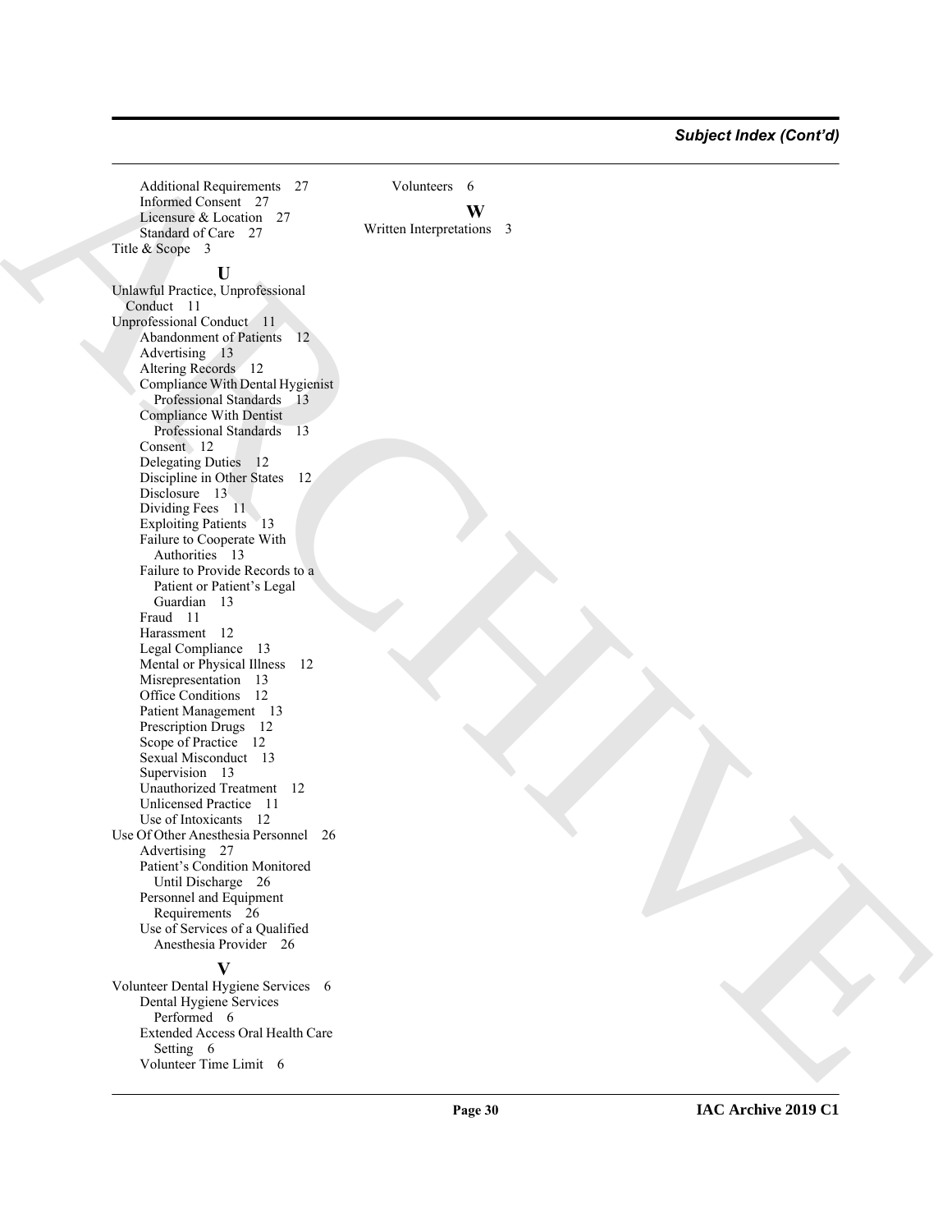Additional Requirements 27
Informed Consent 27
Licensure & Location 27
Standard of Care 27

Title & Scope 3

**U**

Unlawful Practice, Unprofessional Conduct 11

Unprofessional Conduct 11
- Abandonment of Patients 12
- Advertising 13
- Altering Records 12
- Compliance With Dental Hygienist Professional Standards 13
- Compliance With Dentist Professional Standards 13
- Consent 12
- Delegating Duties 12
- Discipline in Other States 12
- Disclosure 13
- Dividing Fees 11
- Exploiting Patients 13
- Failure to Cooperate With Authorities 13
- Failure to Provide Records to a Patient or Patient's Legal Guardian 13
- Fraud 11
- Harassment 12
- Legal Compliance 13
- Mental or Physical Illness 12
- Misrepresentation 13
- Office Conditions 12
- Patient Management 13
- Prescription Drugs 12
- Scope of Practice 12
- Sexual Misconduct 13
- Supervision 13
- Unauthorized Treatment 12
- Unlicensed Practice 11
- Use of Intoxicants 12

Use Of Other Anesthesia Personnel 26
- Advertising 27
- Patient's Condition Monitored Until Discharge 26
- Personnel and Equipment Requirements 26
- Use of Services of a Qualified Anesthesia Provider 26

**V**

Volunteer Dental Hygiene Services 6
- Dental Hygiene Services Performed 6
- Extended Access Oral Health Care Setting 6
- Volunteer Time Limit 6
- Volunteers 6

**W**

Written Interpretations 3